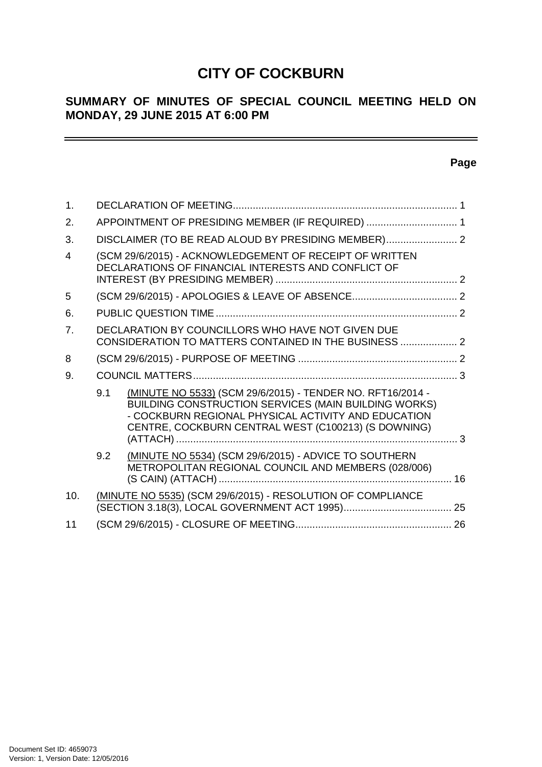# CITY OF COCKBURN

## SUMMARY OF MINUTES OF SPECIAL COUNCIL MEETING HELD ON MONDAY, 29 JUNE 2015 AT 6:00 PM

**Page**

| | | | |
|---|---|---|---|
| 1. | DECLARATION OF MEETING | | 1 |
| 2. | APPOINTMENT OF PRESIDING MEMBER (IF REQUIRED) | | 1 |
| 3. | DISCLAIMER (TO BE READ ALOUD BY PRESIDING MEMBER) | | 2 |
| 4 | (SCM 29/6/2015) - ACKNOWLEDGEMENT OF RECEIPT OF WRITTEN DECLARATIONS OF FINANCIAL INTERESTS AND CONFLICT OF INTEREST (BY PRESIDING MEMBER) | | 2 |
| 5 | (SCM 29/6/2015) - APOLOGIES & LEAVE OF ABSENCE | | 2 |
| 6. | PUBLIC QUESTION TIME | | 2 |
| 7. | DECLARATION BY COUNCILLORS WHO HAVE NOT GIVEN DUE CONSIDERATION TO MATTERS CONTAINED IN THE BUSINESS | | 2 |
| 8 | (SCM 29/6/2015) - PURPOSE OF MEETING | | 2 |
| 9. | COUNCIL MATTERS | | 3 |
| | 9.1 | (MINUTE NO 5533) (SCM 29/6/2015) - TENDER NO. RFT16/2014 - BUILDING CONSTRUCTION SERVICES (MAIN BUILDING WORKS) - COCKBURN REGIONAL PHYSICAL ACTIVITY AND EDUCATION CENTRE, COCKBURN CENTRAL WEST (C100213) (S DOWNING) (ATTACH) | 3 |
| | 9.2 | (MINUTE NO 5534) (SCM 29/6/2015) - ADVICE TO SOUTHERN METROPOLITAN REGIONAL COUNCIL AND MEMBERS (028/006) (S CAIN) (ATTACH) | 16 |
| 10. | (MINUTE NO 5535) (SCM 29/6/2015) - RESOLUTION OF COMPLIANCE (SECTION 3.18(3), LOCAL GOVERNMENT ACT 1995) | | 25 |
| 11 | (SCM 29/6/2015) - CLOSURE OF MEETING | | 26 |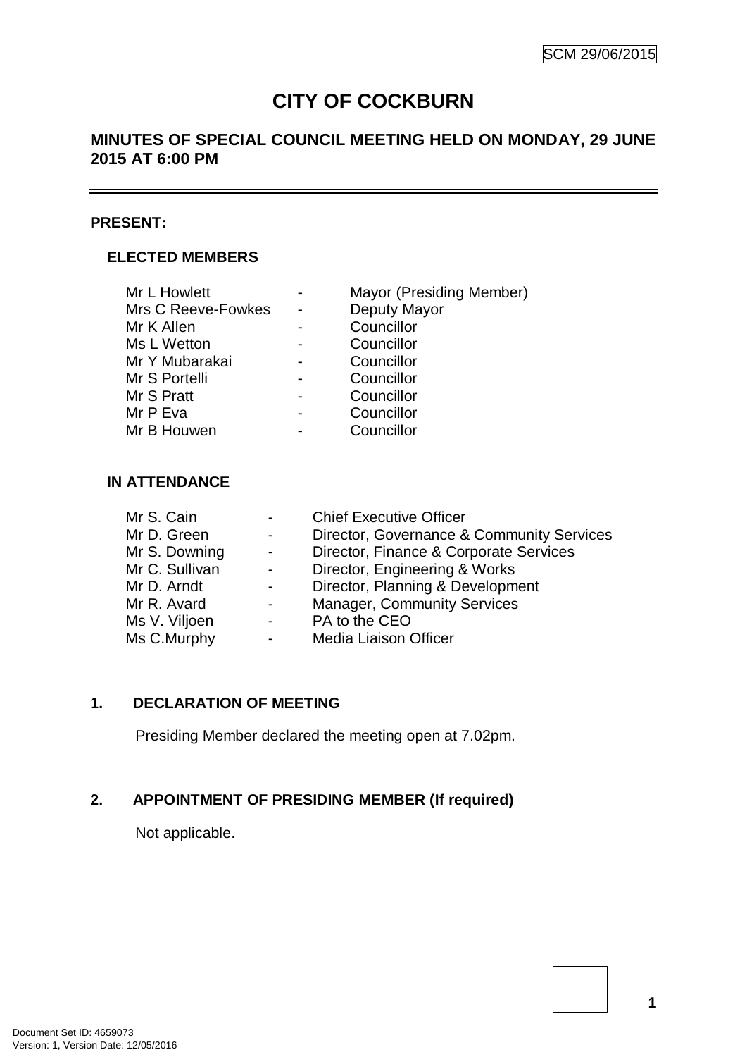# CITY OF COCKBURN

## MINUTES OF SPECIAL COUNCIL MEETING HELD ON MONDAY, 29 JUNE 2015 AT 6:00 PM

---

**PRESENT:**

### ELECTED MEMBERS

| | | |
|---|---|---|
| Mr L Howlett | - | Mayor (Presiding Member) |
| Mrs C Reeve-Fowkes | - | Deputy Mayor |
| Mr K Allen | - | Councillor |
| Ms L Wetton | - | Councillor |
| Mr Y Mubarakai | - | Councillor |
| Mr S Portelli | - | Councillor |
| Mr S Pratt | - | Councillor |
| Mr P Eva | - | Councillor |
| Mr B Houwen | - | Councillor |

### IN ATTENDANCE

| | | |
|---|---|---|
| Mr S. Cain | - | Chief Executive Officer |
| Mr D. Green | - | Director, Governance & Community Services |
| Mr S. Downing | - | Director, Finance & Corporate Services |
| Mr C. Sullivan | - | Director, Engineering & Works |
| Mr D. Arndt | - | Director, Planning & Development |
| Mr R. Avard | - | Manager, Community Services |
| Ms V. Viljoen | - | PA to the CEO |
| Ms C.Murphy | - | Media Liaison Officer |

## 1. DECLARATION OF MEETING

Presiding Member declared the meeting open at 7.02pm.

## 2. APPOINTMENT OF PRESIDING MEMBER (If required)

Not applicable.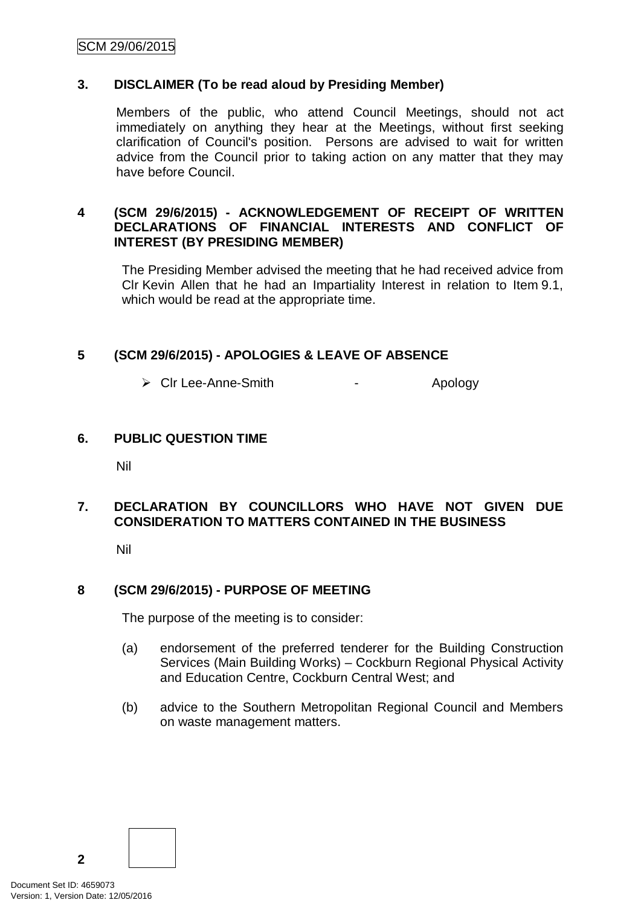## 3. DISCLAIMER (To be read aloud by Presiding Member)

Members of the public, who attend Council Meetings, should not act immediately on anything they hear at the Meetings, without first seeking clarification of Council's position. Persons are advised to wait for written advice from the Council prior to taking action on any matter that they may have before Council.

## 4 (SCM 29/6/2015) - ACKNOWLEDGEMENT OF RECEIPT OF WRITTEN DECLARATIONS OF FINANCIAL INTERESTS AND CONFLICT OF INTEREST (BY PRESIDING MEMBER)

The Presiding Member advised the meeting that he had received advice from Clr Kevin Allen that he had an Impartiality Interest in relation to Item 9.1, which would be read at the appropriate time.

## 5 (SCM 29/6/2015) - APOLOGIES & LEAVE OF ABSENCE

- Clr Lee-Anne-Smith - Apology

## 6. PUBLIC QUESTION TIME

Nil

## 7. DECLARATION BY COUNCILLORS WHO HAVE NOT GIVEN DUE CONSIDERATION TO MATTERS CONTAINED IN THE BUSINESS

Nil

## 8 (SCM 29/6/2015) - PURPOSE OF MEETING

The purpose of the meeting is to consider:

(a) endorsement of the preferred tenderer for the Building Construction Services (Main Building Works) – Cockburn Regional Physical Activity and Education Centre, Cockburn Central West; and

(b) advice to the Southern Metropolitan Regional Council and Members on waste management matters.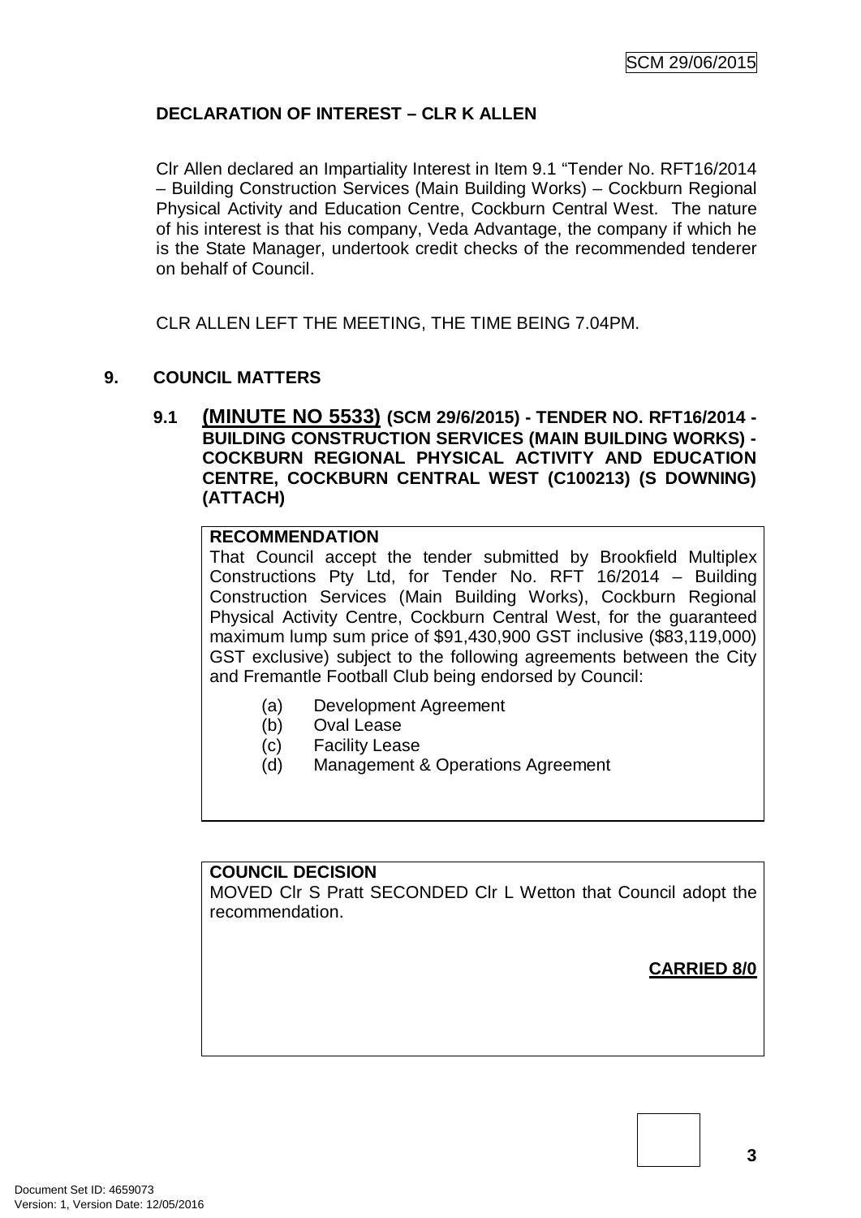**DECLARATION OF INTEREST – CLR K ALLEN**

Clr Allen declared an Impartiality Interest in Item 9.1 "Tender No. RFT16/2014 – Building Construction Services (Main Building Works) – Cockburn Regional Physical Activity and Education Centre, Cockburn Central West. The nature of his interest is that his company, Veda Advantage, the company if which he is the State Manager, undertook credit checks of the recommended tenderer on behalf of Council.

CLR ALLEN LEFT THE MEETING, THE TIME BEING 7.04PM.

## 9. COUNCIL MATTERS

### 9.1 (MINUTE NO 5533) (SCM 29/6/2015) - TENDER NO. RFT16/2014 - BUILDING CONSTRUCTION SERVICES (MAIN BUILDING WORKS) - COCKBURN REGIONAL PHYSICAL ACTIVITY AND EDUCATION CENTRE, COCKBURN CENTRAL WEST (C100213) (S DOWNING) (ATTACH)

**RECOMMENDATION**

That Council accept the tender submitted by Brookfield Multiplex Constructions Pty Ltd, for Tender No. RFT 16/2014 – Building Construction Services (Main Building Works), Cockburn Regional Physical Activity Centre, Cockburn Central West, for the guaranteed maximum lump sum price of $91,430,900 GST inclusive ($83,119,000) GST exclusive) subject to the following agreements between the City and Fremantle Football Club being endorsed by Council:

(a) Development Agreement
(b) Oval Lease
(c) Facility Lease
(d) Management & Operations Agreement

**COUNCIL DECISION**

MOVED Clr S Pratt SECONDED Clr L Wetton that Council adopt the recommendation.

**CARRIED 8/0**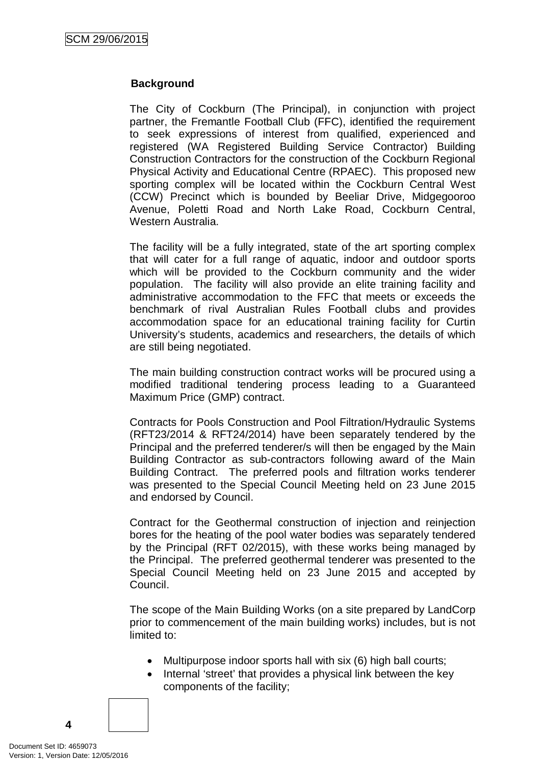## Background

The City of Cockburn (The Principal), in conjunction with project partner, the Fremantle Football Club (FFC), identified the requirement to seek expressions of interest from qualified, experienced and registered (WA Registered Building Service Contractor) Building Construction Contractors for the construction of the Cockburn Regional Physical Activity and Educational Centre (RPAEC). This proposed new sporting complex will be located within the Cockburn Central West (CCW) Precinct which is bounded by Beeliar Drive, Midgegooroo Avenue, Poletti Road and North Lake Road, Cockburn Central, Western Australia.

The facility will be a fully integrated, state of the art sporting complex that will cater for a full range of aquatic, indoor and outdoor sports which will be provided to the Cockburn community and the wider population. The facility will also provide an elite training facility and administrative accommodation to the FFC that meets or exceeds the benchmark of rival Australian Rules Football clubs and provides accommodation space for an educational training facility for Curtin University's students, academics and researchers, the details of which are still being negotiated.

The main building construction contract works will be procured using a modified traditional tendering process leading to a Guaranteed Maximum Price (GMP) contract.

Contracts for Pools Construction and Pool Filtration/Hydraulic Systems (RFT23/2014 & RFT24/2014) have been separately tendered by the Principal and the preferred tenderer/s will then be engaged by the Main Building Contractor as sub-contractors following award of the Main Building Contract. The preferred pools and filtration works tenderer was presented to the Special Council Meeting held on 23 June 2015 and endorsed by Council.

Contract for the Geothermal construction of injection and reinjection bores for the heating of the pool water bodies was separately tendered by the Principal (RFT 02/2015), with these works being managed by the Principal. The preferred geothermal tenderer was presented to the Special Council Meeting held on 23 June 2015 and accepted by Council.

The scope of the Main Building Works (on a site prepared by LandCorp prior to commencement of the main building works) includes, but is not limited to:

- Multipurpose indoor sports hall with six (6) high ball courts;
- Internal 'street' that provides a physical link between the key components of the facility;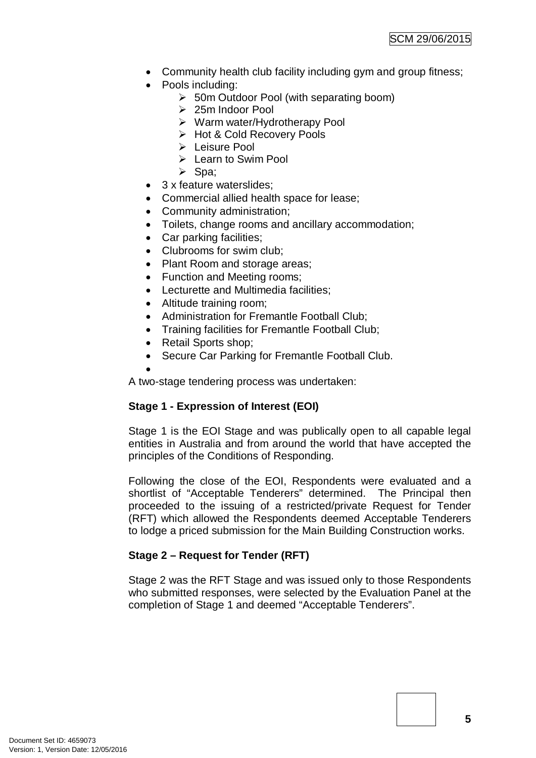- Community health club facility including gym and group fitness;
- Pools including:
  - 50m Outdoor Pool (with separating boom)
  - 25m Indoor Pool
  - Warm water/Hydrotherapy Pool
  - Hot & Cold Recovery Pools
  - Leisure Pool
  - Learn to Swim Pool
  - Spa;
- 3 x feature waterslides;
- Commercial allied health space for lease;
- Community administration;
- Toilets, change rooms and ancillary accommodation;
- Car parking facilities;
- Clubrooms for swim club;
- Plant Room and storage areas;
- Function and Meeting rooms;
- Lecturette and Multimedia facilities;
- Altitude training room;
- Administration for Fremantle Football Club;
- Training facilities for Fremantle Football Club;
- Retail Sports shop;
- Secure Car Parking for Fremantle Football Club.

A two-stage tendering process was undertaken:

**Stage 1 - Expression of Interest (EOI)**

Stage 1 is the EOI Stage and was publically open to all capable legal entities in Australia and from around the world that have accepted the principles of the Conditions of Responding.

Following the close of the EOI, Respondents were evaluated and a shortlist of "Acceptable Tenderers" determined. The Principal then proceeded to the issuing of a restricted/private Request for Tender (RFT) which allowed the Respondents deemed Acceptable Tenderers to lodge a priced submission for the Main Building Construction works.

**Stage 2 – Request for Tender (RFT)**

Stage 2 was the RFT Stage and was issued only to those Respondents who submitted responses, were selected by the Evaluation Panel at the completion of Stage 1 and deemed "Acceptable Tenderers".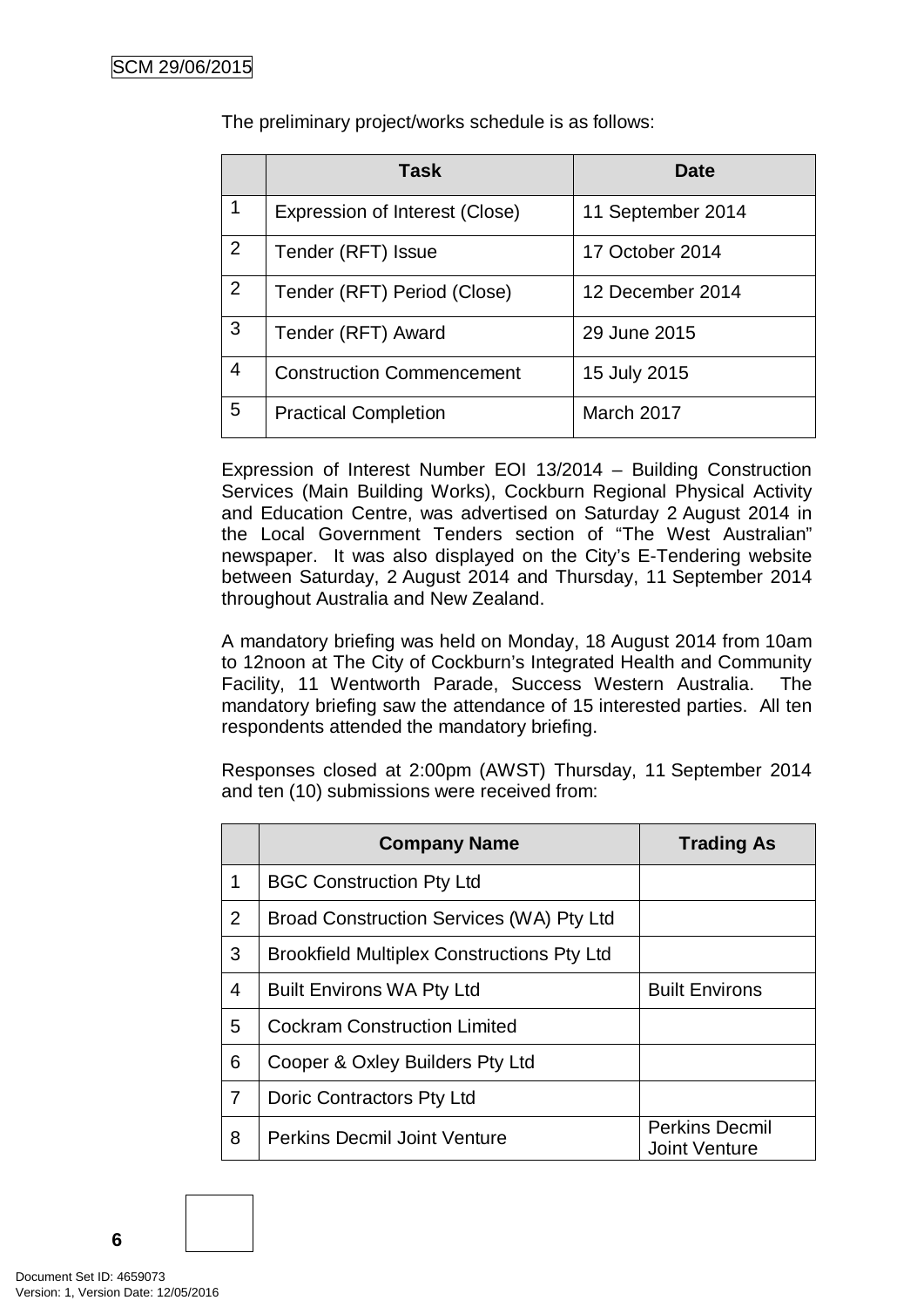The preliminary project/works schedule is as follows:

| | Task | Date |
|---|---|---|
| 1 | Expression of Interest (Close) | 11 September 2014 |
| 2 | Tender (RFT) Issue | 17 October 2014 |
| 2 | Tender (RFT) Period (Close) | 12 December 2014 |
| 3 | Tender (RFT) Award | 29 June 2015 |
| 4 | Construction Commencement | 15 July 2015 |
| 5 | Practical Completion | March 2017 |

Expression of Interest Number EOI 13/2014 – Building Construction Services (Main Building Works), Cockburn Regional Physical Activity and Education Centre, was advertised on Saturday 2 August 2014 in the Local Government Tenders section of "The West Australian" newspaper. It was also displayed on the City's E-Tendering website between Saturday, 2 August 2014 and Thursday, 11 September 2014 throughout Australia and New Zealand.

A mandatory briefing was held on Monday, 18 August 2014 from 10am to 12noon at The City of Cockburn's Integrated Health and Community Facility, 11 Wentworth Parade, Success Western Australia. The mandatory briefing saw the attendance of 15 interested parties. All ten respondents attended the mandatory briefing.

Responses closed at 2:00pm (AWST) Thursday, 11 September 2014 and ten (10) submissions were received from:

| | Company Name | Trading As |
|---|---|---|
| 1 | BGC Construction Pty Ltd | |
| 2 | Broad Construction Services (WA) Pty Ltd | |
| 3 | Brookfield Multiplex Constructions Pty Ltd | |
| 4 | Built Environs WA Pty Ltd | Built Environs |
| 5 | Cockram Construction Limited | |
| 6 | Cooper & Oxley Builders Pty Ltd | |
| 7 | Doric Contractors Pty Ltd | |
| 8 | Perkins Decmil Joint Venture | Perkins Decmil Joint Venture |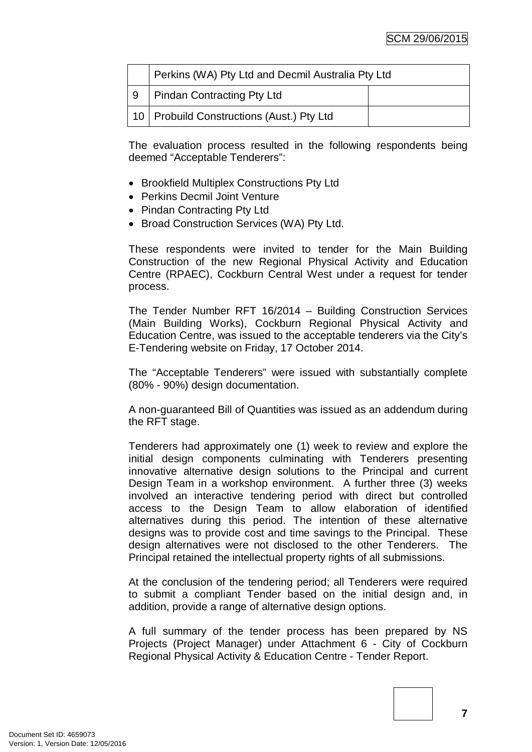| | | |
|---|---|---|
| | Perkins (WA) Pty Ltd and Decmil Australia Pty Ltd | |
| 9 | Pindan Contracting Pty Ltd | |
| 10 | Probuild Constructions (Aust.) Pty Ltd | |

The evaluation process resulted in the following respondents being deemed "Acceptable Tenderers":

- Brookfield Multiplex Constructions Pty Ltd
- Perkins Decmil Joint Venture
- Pindan Contracting Pty Ltd
- Broad Construction Services (WA) Pty Ltd.

These respondents were invited to tender for the Main Building Construction of the new Regional Physical Activity and Education Centre (RPAEC), Cockburn Central West under a request for tender process.

The Tender Number RFT 16/2014 – Building Construction Services (Main Building Works), Cockburn Regional Physical Activity and Education Centre, was issued to the acceptable tenderers via the City's E-Tendering website on Friday, 17 October 2014.

The "Acceptable Tenderers" were issued with substantially complete (80% - 90%) design documentation.

A non-guaranteed Bill of Quantities was issued as an addendum during the RFT stage.

Tenderers had approximately one (1) week to review and explore the initial design components culminating with Tenderers presenting innovative alternative design solutions to the Principal and current Design Team in a workshop environment. A further three (3) weeks involved an interactive tendering period with direct but controlled access to the Design Team to allow elaboration of identified alternatives during this period. The intention of these alternative designs was to provide cost and time savings to the Principal. These design alternatives were not disclosed to the other Tenderers. The Principal retained the intellectual property rights of all submissions.

At the conclusion of the tendering period; all Tenderers were required to submit a compliant Tender based on the initial design and, in addition, provide a range of alternative design options.

A full summary of the tender process has been prepared by NS Projects (Project Manager) under Attachment 6 - City of Cockburn Regional Physical Activity & Education Centre - Tender Report.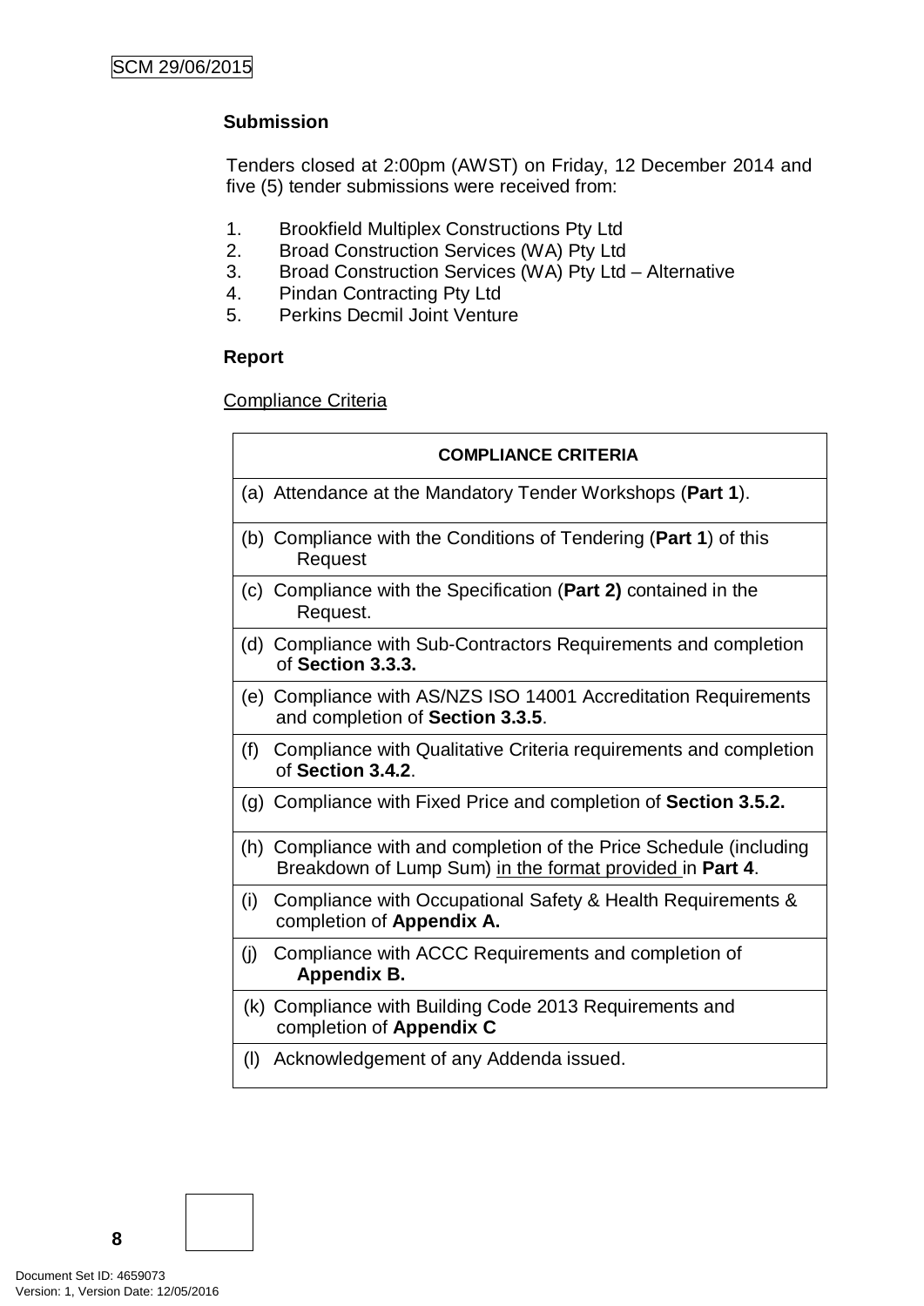**Submission**

Tenders closed at 2:00pm (AWST) on Friday, 12 December 2014 and five (5) tender submissions were received from:

1. Brookfield Multiplex Constructions Pty Ltd
2. Broad Construction Services (WA) Pty Ltd
3. Broad Construction Services (WA) Pty Ltd – Alternative
4. Pindan Contracting Pty Ltd
5. Perkins Decmil Joint Venture

**Report**

Compliance Criteria

| **COMPLIANCE CRITERIA** |
|---|
| (a) Attendance at the Mandatory Tender Workshops (**Part 1**). |
| (b) Compliance with the Conditions of Tendering (**Part 1**) of this Request |
| (c) Compliance with the Specification (**Part 2)** contained in the Request. |
| (d) Compliance with Sub-Contractors Requirements and completion of **Section 3.3.3.** |
| (e) Compliance with AS/NZS ISO 14001 Accreditation Requirements and completion of **Section 3.3.5**. |
| (f) Compliance with Qualitative Criteria requirements and completion of **Section 3.4.2**. |
| (g) Compliance with Fixed Price and completion of **Section 3.5.2.** |
| (h) Compliance with and completion of the Price Schedule (including Breakdown of Lump Sum) in the format provided in **Part 4**. |
| (i) Compliance with Occupational Safety & Health Requirements & completion of **Appendix A.** |
| (j) Compliance with ACCC Requirements and completion of **Appendix B.** |
| (k) Compliance with Building Code 2013 Requirements and completion of **Appendix C** |
| (l) Acknowledgement of any Addenda issued. |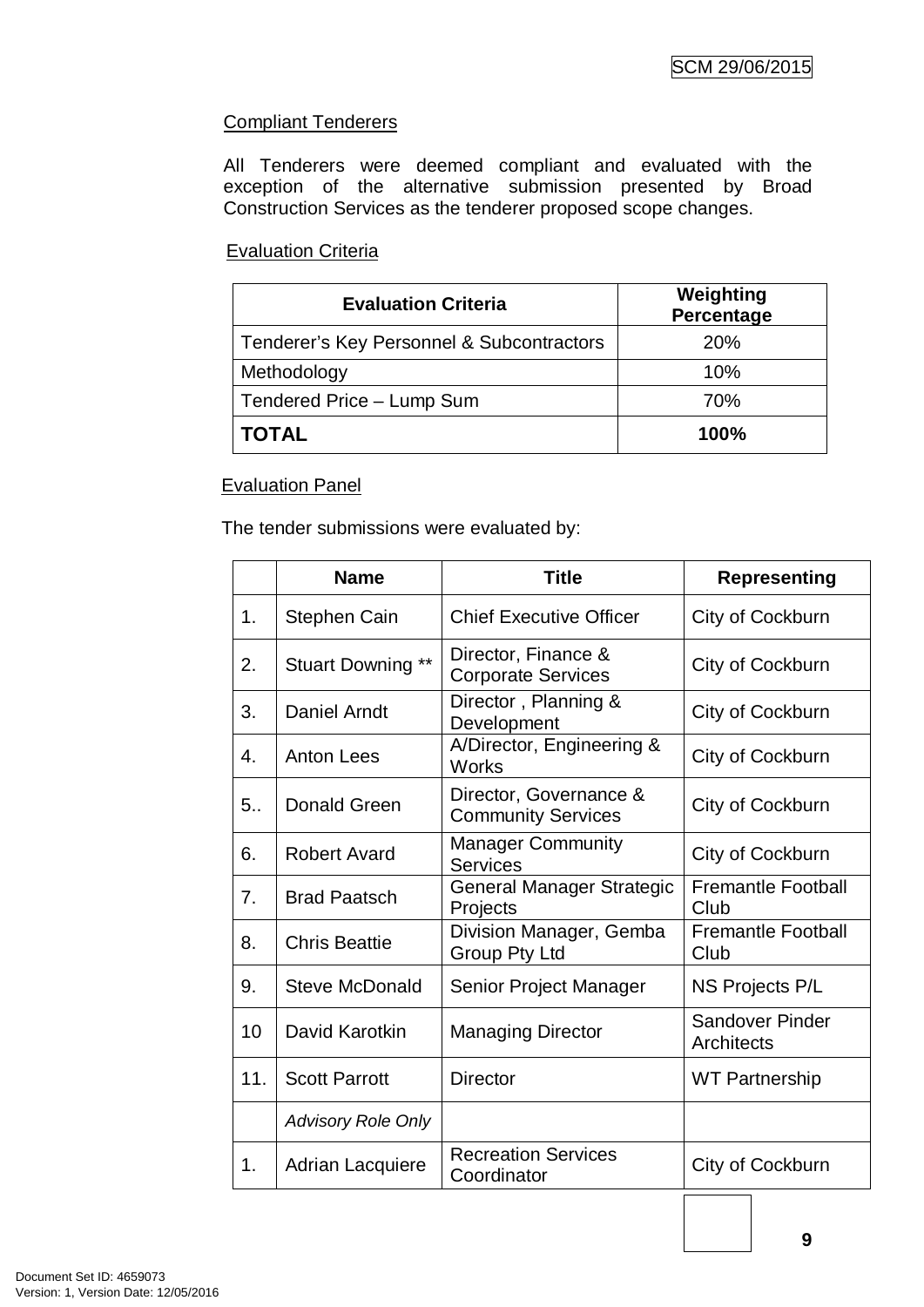Compliant Tenderers

All Tenderers were deemed compliant and evaluated with the exception of the alternative submission presented by Broad Construction Services as the tenderer proposed scope changes.

Evaluation Criteria

| Evaluation Criteria | Weighting Percentage |
|---|---|
| Tenderer's Key Personnel & Subcontractors | 20% |
| Methodology | 10% |
| Tendered Price – Lump Sum | 70% |
| **TOTAL** | **100%** |

Evaluation Panel

The tender submissions were evaluated by:

| | Name | Title | Representing |
|---|---|---|---|
| 1. | Stephen Cain | Chief Executive Officer | City of Cockburn |
| 2. | Stuart Downing ** | Director, Finance & Corporate Services | City of Cockburn |
| 3. | Daniel Arndt | Director , Planning & Development | City of Cockburn |
| 4. | Anton Lees | A/Director, Engineering & Works | City of Cockburn |
| 5.. | Donald Green | Director, Governance & Community Services | City of Cockburn |
| 6. | Robert Avard | Manager Community Services | City of Cockburn |
| 7. | Brad Paatsch | General Manager Strategic Projects | Fremantle Football Club |
| 8. | Chris Beattie | Division Manager, Gemba Group Pty Ltd | Fremantle Football Club |
| 9. | Steve McDonald | Senior Project Manager | NS Projects P/L |
| 10 | David Karotkin | Managing Director | Sandover Pinder Architects |
| 11. | Scott Parrott | Director | WT Partnership |
| | *Advisory Role Only* | | |
| 1. | Adrian Lacquiere | Recreation Services Coordinator | City of Cockburn |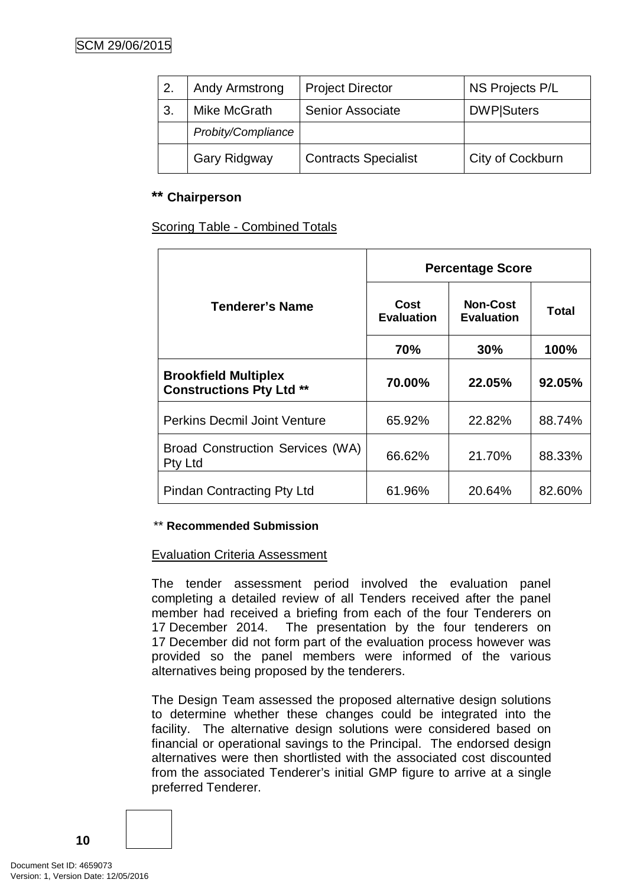| 2. | Andy Armstrong | Project Director | NS Projects P/L |
|---|---|---|---|
| 3. | Mike McGrath | Senior Associate | DWP\|Suters |
| | *Probity/Compliance* | | |
| | Gary Ridgway | Contracts Specialist | City of Cockburn |

**\*\* Chairperson**

Scoring Table - Combined Totals

| Tenderer's Name | Percentage Score | | |
|---|---|---|---|
| | Cost Evaluation | Non-Cost Evaluation | Total |
| | 70% | 30% | 100% |
| **Brookfield Multiplex Constructions Pty Ltd \*\*** | **70.00%** | **22.05%** | **92.05%** |
| Perkins Decmil Joint Venture | 65.92% | 22.82% | 88.74% |
| Broad Construction Services (WA) Pty Ltd | 66.62% | 21.70% | 88.33% |
| Pindan Contracting Pty Ltd | 61.96% | 20.64% | 82.60% |

\*\* **Recommended Submission**

Evaluation Criteria Assessment

The tender assessment period involved the evaluation panel completing a detailed review of all Tenders received after the panel member had received a briefing from each of the four Tenderers on 17 December 2014. The presentation by the four tenderers on 17 December did not form part of the evaluation process however was provided so the panel members were informed of the various alternatives being proposed by the tenderers.

The Design Team assessed the proposed alternative design solutions to determine whether these changes could be integrated into the facility. The alternative design solutions were considered based on financial or operational savings to the Principal. The endorsed design alternatives were then shortlisted with the associated cost discounted from the associated Tenderer's initial GMP figure to arrive at a single preferred Tenderer.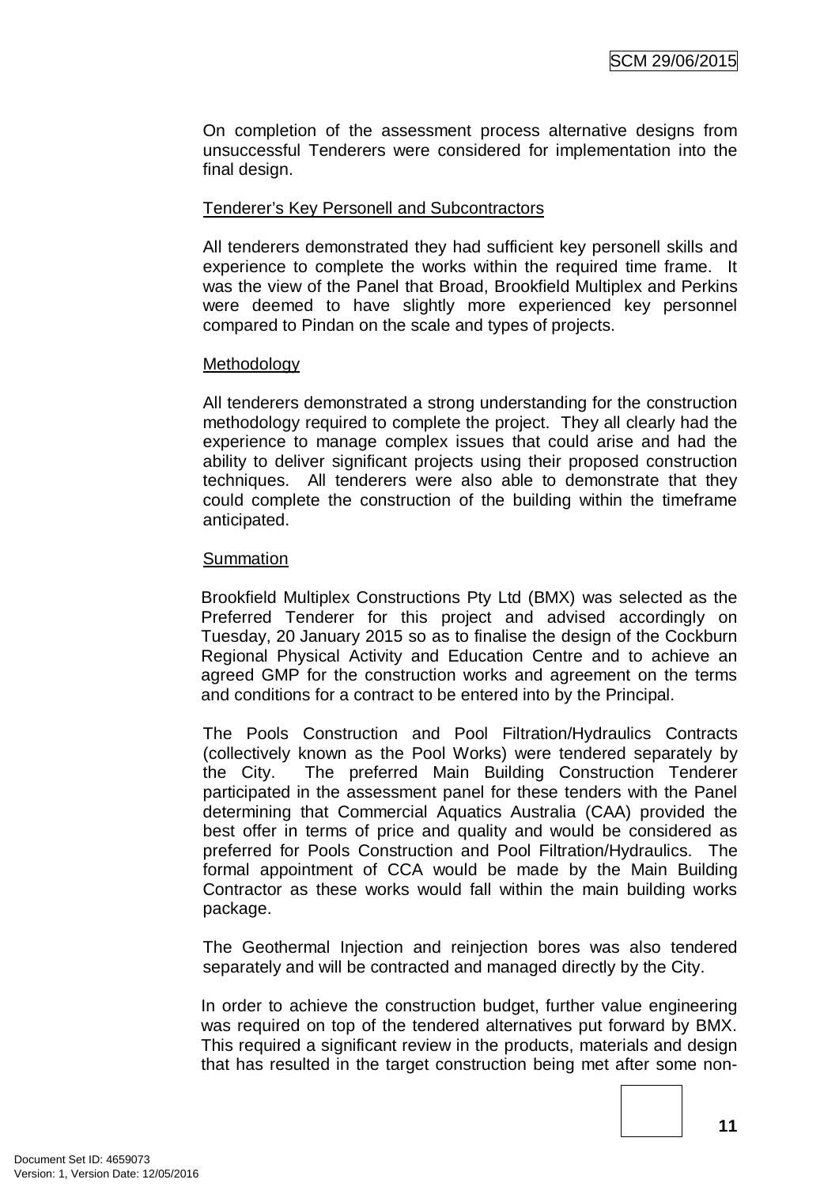On completion of the assessment process alternative designs from unsuccessful Tenderers were considered for implementation into the final design.

<u>Tenderer's Key Personell and Subcontractors</u>

All tenderers demonstrated they had sufficient key personell skills and experience to complete the works within the required time frame. It was the view of the Panel that Broad, Brookfield Multiplex and Perkins were deemed to have slightly more experienced key personnel compared to Pindan on the scale and types of projects.

<u>Methodology</u>

All tenderers demonstrated a strong understanding for the construction methodology required to complete the project. They all clearly had the experience to manage complex issues that could arise and had the ability to deliver significant projects using their proposed construction techniques. All tenderers were also able to demonstrate that they could complete the construction of the building within the timeframe anticipated.

<u>Summation</u>

Brookfield Multiplex Constructions Pty Ltd (BMX) was selected as the Preferred Tenderer for this project and advised accordingly on Tuesday, 20 January 2015 so as to finalise the design of the Cockburn Regional Physical Activity and Education Centre and to achieve an agreed GMP for the construction works and agreement on the terms and conditions for a contract to be entered into by the Principal.

The Pools Construction and Pool Filtration/Hydraulics Contracts (collectively known as the Pool Works) were tendered separately by the City. The preferred Main Building Construction Tenderer participated in the assessment panel for these tenders with the Panel determining that Commercial Aquatics Australia (CAA) provided the best offer in terms of price and quality and would be considered as preferred for Pools Construction and Pool Filtration/Hydraulics. The formal appointment of CCA would be made by the Main Building Contractor as these works would fall within the main building works package.

The Geothermal Injection and reinjection bores was also tendered separately and will be contracted and managed directly by the City.

In order to achieve the construction budget, further value engineering was required on top of the tendered alternatives put forward by BMX. This required a significant review in the products, materials and design that has resulted in the target construction being met after some non-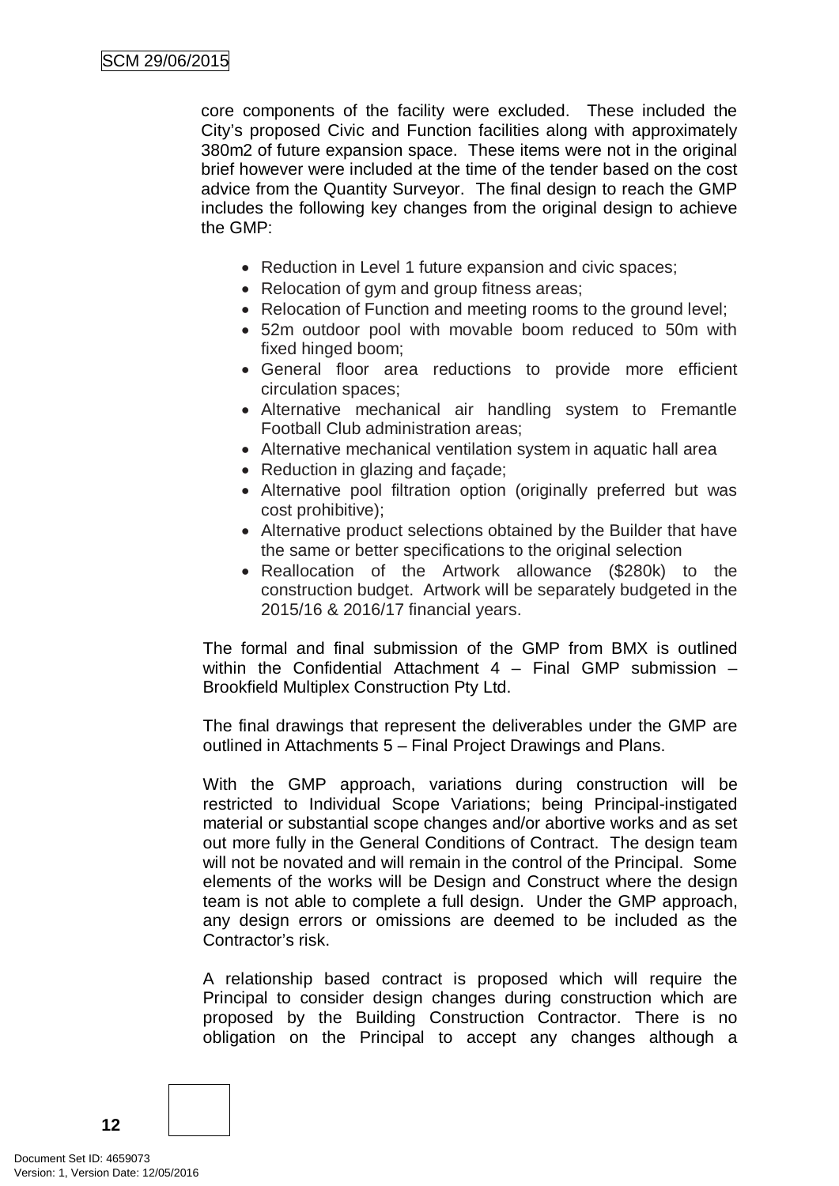core components of the facility were excluded. These included the City's proposed Civic and Function facilities along with approximately 380m2 of future expansion space. These items were not in the original brief however were included at the time of the tender based on the cost advice from the Quantity Surveyor. The final design to reach the GMP includes the following key changes from the original design to achieve the GMP:

- Reduction in Level 1 future expansion and civic spaces;
- Relocation of gym and group fitness areas;
- Relocation of Function and meeting rooms to the ground level;
- 52m outdoor pool with movable boom reduced to 50m with fixed hinged boom;
- General floor area reductions to provide more efficient circulation spaces;
- Alternative mechanical air handling system to Fremantle Football Club administration areas;
- Alternative mechanical ventilation system in aquatic hall area
- Reduction in glazing and façade;
- Alternative pool filtration option (originally preferred but was cost prohibitive);
- Alternative product selections obtained by the Builder that have the same or better specifications to the original selection
- Reallocation of the Artwork allowance ($280k) to the construction budget. Artwork will be separately budgeted in the 2015/16 & 2016/17 financial years.

The formal and final submission of the GMP from BMX is outlined within the Confidential Attachment 4 – Final GMP submission – Brookfield Multiplex Construction Pty Ltd.

The final drawings that represent the deliverables under the GMP are outlined in Attachments 5 – Final Project Drawings and Plans.

With the GMP approach, variations during construction will be restricted to Individual Scope Variations; being Principal-instigated material or substantial scope changes and/or abortive works and as set out more fully in the General Conditions of Contract. The design team will not be novated and will remain in the control of the Principal. Some elements of the works will be Design and Construct where the design team is not able to complete a full design. Under the GMP approach, any design errors or omissions are deemed to be included as the Contractor's risk.

A relationship based contract is proposed which will require the Principal to consider design changes during construction which are proposed by the Building Construction Contractor. There is no obligation on the Principal to accept any changes although a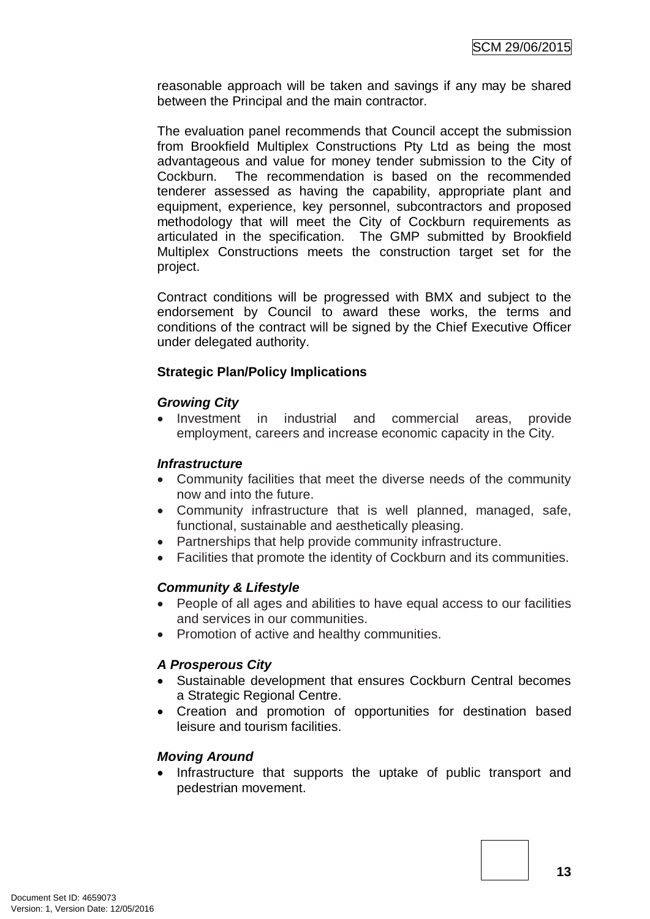reasonable approach will be taken and savings if any may be shared between the Principal and the main contractor.

The evaluation panel recommends that Council accept the submission from Brookfield Multiplex Constructions Pty Ltd as being the most advantageous and value for money tender submission to the City of Cockburn. The recommendation is based on the recommended tenderer assessed as having the capability, appropriate plant and equipment, experience, key personnel, subcontractors and proposed methodology that will meet the City of Cockburn requirements as articulated in the specification. The GMP submitted by Brookfield Multiplex Constructions meets the construction target set for the project.

Contract conditions will be progressed with BMX and subject to the endorsement by Council to award these works, the terms and conditions of the contract will be signed by the Chief Executive Officer under delegated authority.

**Strategic Plan/Policy Implications**

***Growing City***

- Investment in industrial and commercial areas, provide employment, careers and increase economic capacity in the City.

***Infrastructure***

- Community facilities that meet the diverse needs of the community now and into the future.
- Community infrastructure that is well planned, managed, safe, functional, sustainable and aesthetically pleasing.
- Partnerships that help provide community infrastructure.
- Facilities that promote the identity of Cockburn and its communities.

***Community & Lifestyle***

- People of all ages and abilities to have equal access to our facilities and services in our communities.
- Promotion of active and healthy communities.

***A Prosperous City***

- Sustainable development that ensures Cockburn Central becomes a Strategic Regional Centre.
- Creation and promotion of opportunities for destination based leisure and tourism facilities.

***Moving Around***

- Infrastructure that supports the uptake of public transport and pedestrian movement.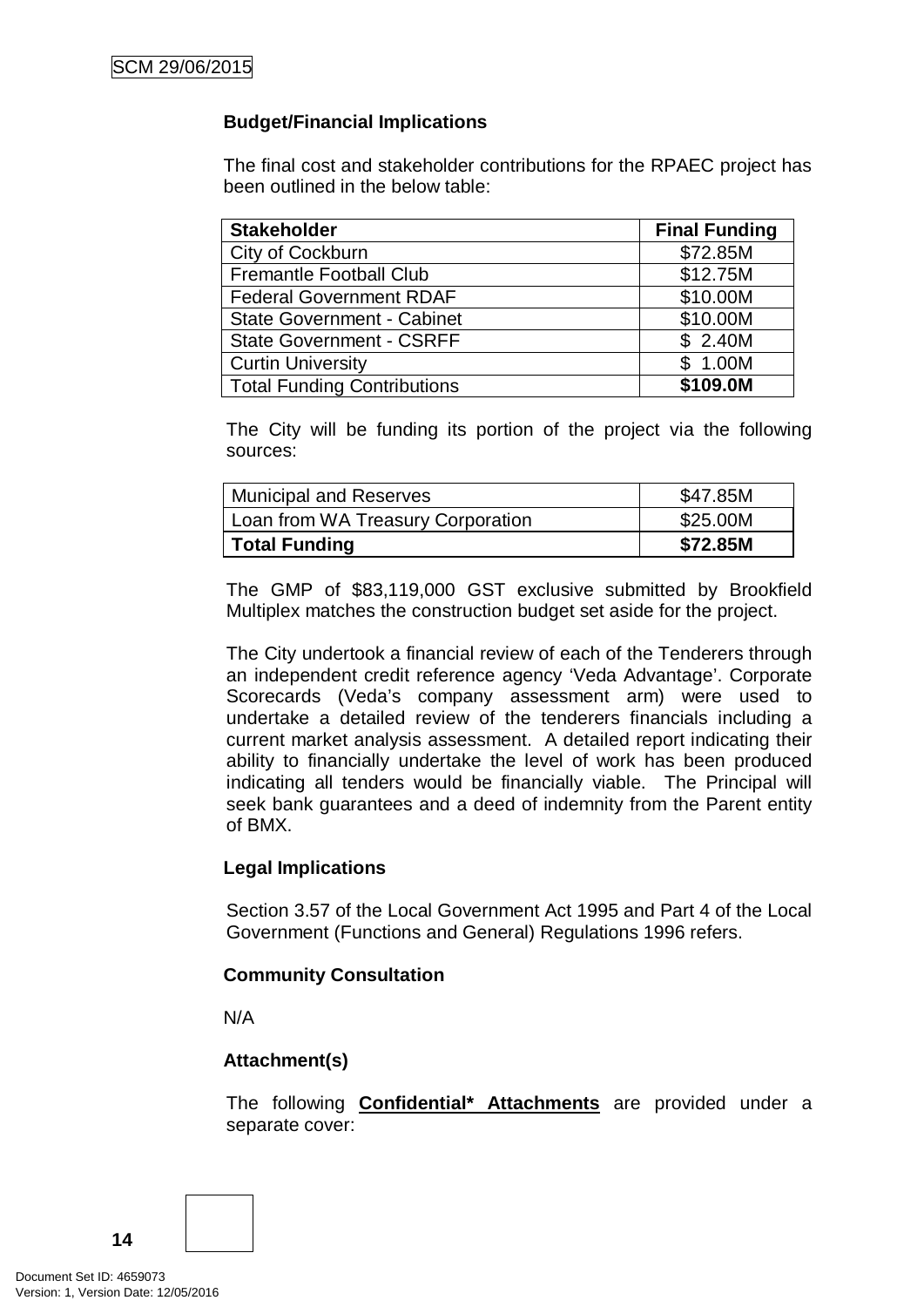### Budget/Financial Implications

The final cost and stakeholder contributions for the RPAEC project has been outlined in the below table:

| Stakeholder | Final Funding |
|---|---|
| City of Cockburn | $72.85M |
| Fremantle Football Club | $12.75M |
| Federal Government RDAF | $10.00M |
| State Government - Cabinet | $10.00M |
| State Government - CSRFF | $ 2.40M |
| Curtin University | $ 1.00M |
| Total Funding Contributions | **$109.0M** |

The City will be funding its portion of the project via the following sources:

| | |
|---|---|
| Municipal and Reserves | $47.85M |
| Loan from WA Treasury Corporation | $25.00M |
| **Total Funding** | **$72.85M** |

The GMP of $83,119,000 GST exclusive submitted by Brookfield Multiplex matches the construction budget set aside for the project.

The City undertook a financial review of each of the Tenderers through an independent credit reference agency 'Veda Advantage'. Corporate Scorecards (Veda's company assessment arm) were used to undertake a detailed review of the tenderers financials including a current market analysis assessment. A detailed report indicating their ability to financially undertake the level of work has been produced indicating all tenders would be financially viable. The Principal will seek bank guarantees and a deed of indemnity from the Parent entity of BMX.

### Legal Implications

Section 3.57 of the Local Government Act 1995 and Part 4 of the Local Government (Functions and General) Regulations 1996 refers.

### Community Consultation

N/A

### Attachment(s)

The following **Confidential* Attachments** are provided under a separate cover: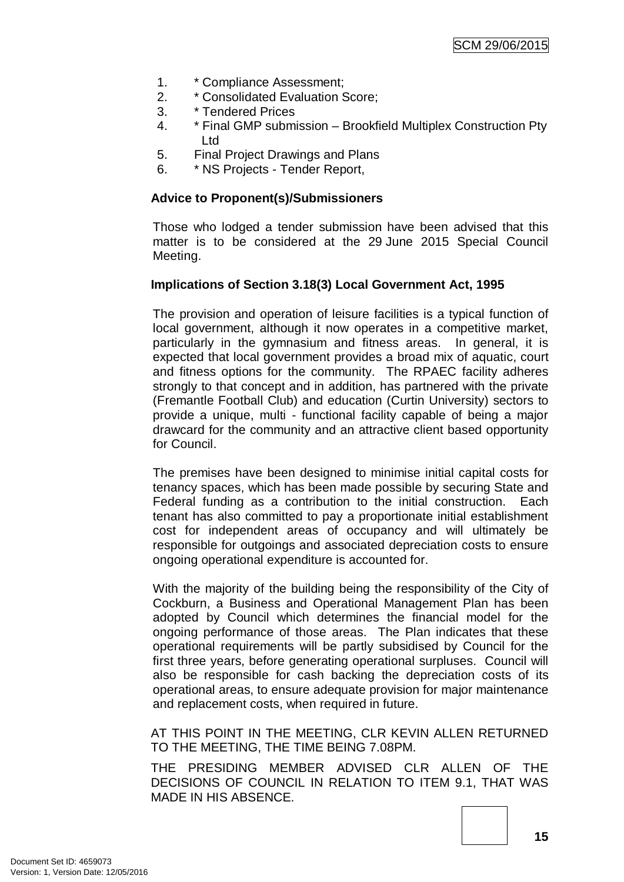1. * Compliance Assessment;
2. * Consolidated Evaluation Score;
3. * Tendered Prices
4. * Final GMP submission – Brookfield Multiplex Construction Pty Ltd
5. Final Project Drawings and Plans
6. * NS Projects - Tender Report,

**Advice to Proponent(s)/Submissioners**

Those who lodged a tender submission have been advised that this matter is to be considered at the 29 June 2015 Special Council Meeting.

**Implications of Section 3.18(3) Local Government Act, 1995**

The provision and operation of leisure facilities is a typical function of local government, although it now operates in a competitive market, particularly in the gymnasium and fitness areas. In general, it is expected that local government provides a broad mix of aquatic, court and fitness options for the community. The RPAEC facility adheres strongly to that concept and in addition, has partnered with the private (Fremantle Football Club) and education (Curtin University) sectors to provide a unique, multi - functional facility capable of being a major drawcard for the community and an attractive client based opportunity for Council.

The premises have been designed to minimise initial capital costs for tenancy spaces, which has been made possible by securing State and Federal funding as a contribution to the initial construction. Each tenant has also committed to pay a proportionate initial establishment cost for independent areas of occupancy and will ultimately be responsible for outgoings and associated depreciation costs to ensure ongoing operational expenditure is accounted for.

With the majority of the building being the responsibility of the City of Cockburn, a Business and Operational Management Plan has been adopted by Council which determines the financial model for the ongoing performance of those areas. The Plan indicates that these operational requirements will be partly subsidised by Council for the first three years, before generating operational surpluses. Council will also be responsible for cash backing the depreciation costs of its operational areas, to ensure adequate provision for major maintenance and replacement costs, when required in future.

AT THIS POINT IN THE MEETING, CLR KEVIN ALLEN RETURNED TO THE MEETING, THE TIME BEING 7.08PM.

THE PRESIDING MEMBER ADVISED CLR ALLEN OF THE DECISIONS OF COUNCIL IN RELATION TO ITEM 9.1, THAT WAS MADE IN HIS ABSENCE.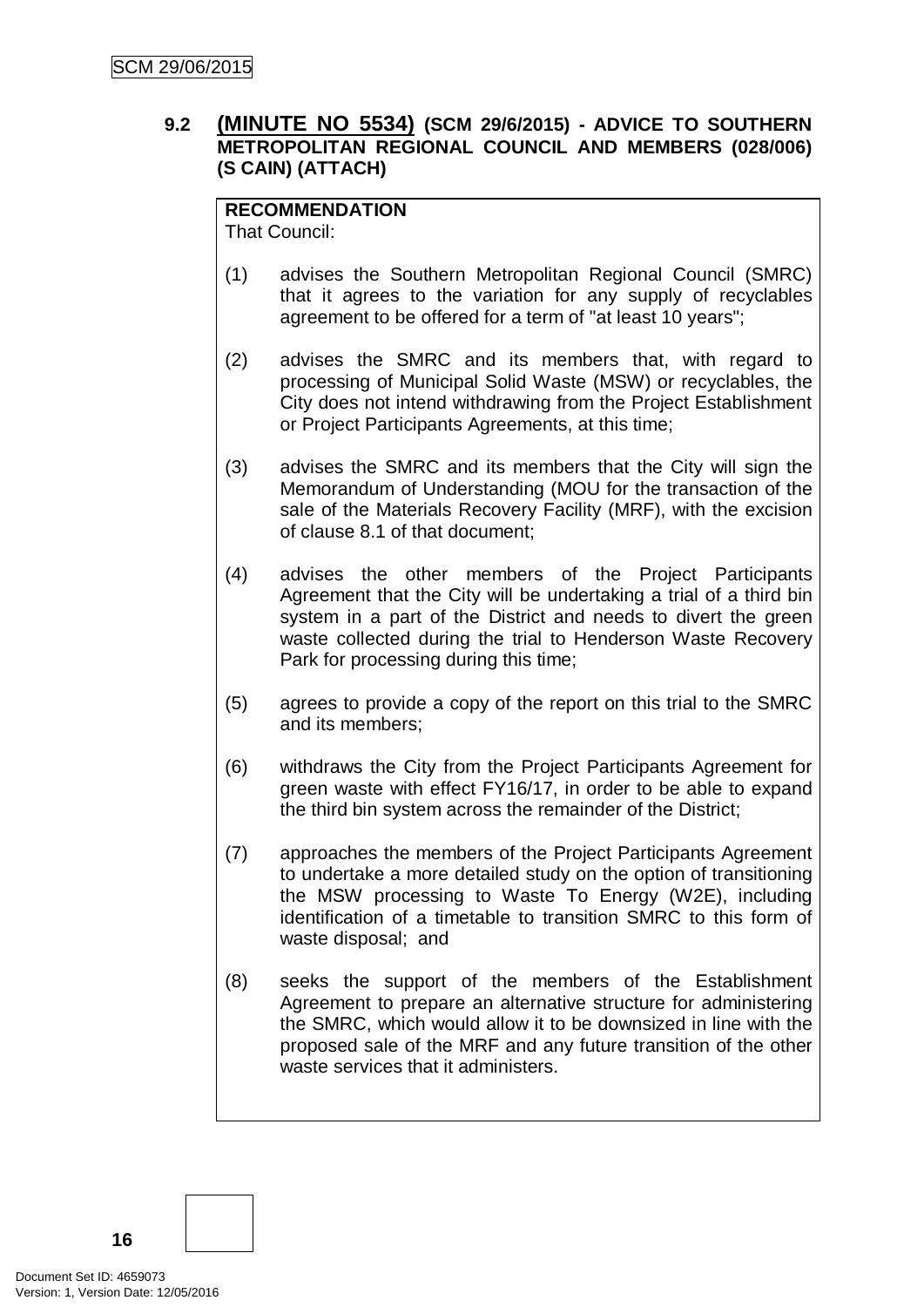## 9.2 (MINUTE NO 5534) (SCM 29/6/2015) - ADVICE TO SOUTHERN METROPOLITAN REGIONAL COUNCIL AND MEMBERS (028/006) (S CAIN) (ATTACH)

**RECOMMENDATION**

That Council:

(1) advises the Southern Metropolitan Regional Council (SMRC) that it agrees to the variation for any supply of recyclables agreement to be offered for a term of "at least 10 years";

(2) advises the SMRC and its members that, with regard to processing of Municipal Solid Waste (MSW) or recyclables, the City does not intend withdrawing from the Project Establishment or Project Participants Agreements, at this time;

(3) advises the SMRC and its members that the City will sign the Memorandum of Understanding (MOU for the transaction of the sale of the Materials Recovery Facility (MRF), with the excision of clause 8.1 of that document;

(4) advises the other members of the Project Participants Agreement that the City will be undertaking a trial of a third bin system in a part of the District and needs to divert the green waste collected during the trial to Henderson Waste Recovery Park for processing during this time;

(5) agrees to provide a copy of the report on this trial to the SMRC and its members;

(6) withdraws the City from the Project Participants Agreement for green waste with effect FY16/17, in order to be able to expand the third bin system across the remainder of the District;

(7) approaches the members of the Project Participants Agreement to undertake a more detailed study on the option of transitioning the MSW processing to Waste To Energy (W2E), including identification of a timetable to transition SMRC to this form of waste disposal; and

(8) seeks the support of the members of the Establishment Agreement to prepare an alternative structure for administering the SMRC, which would allow it to be downsized in line with the proposed sale of the MRF and any future transition of the other waste services that it administers.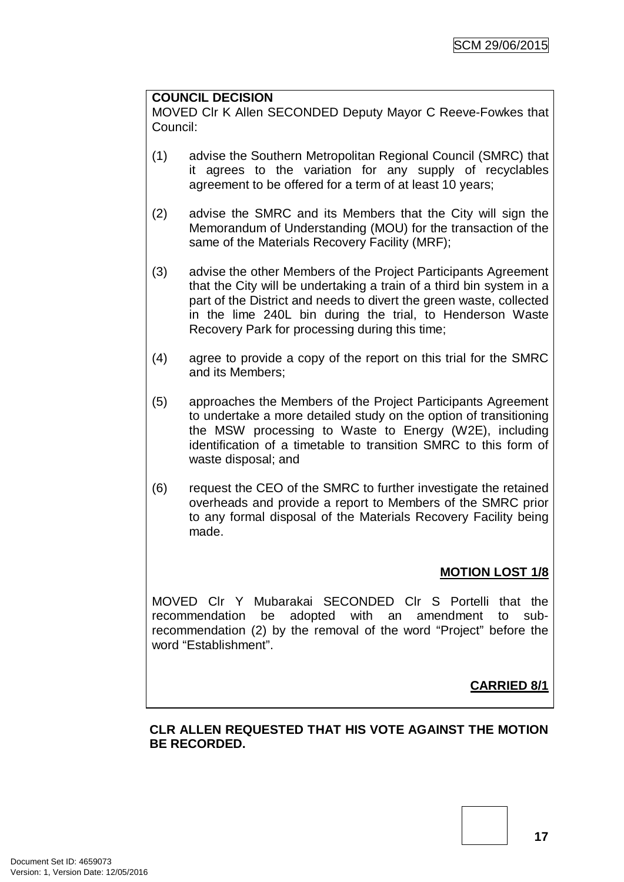**COUNCIL DECISION**

MOVED Clr K Allen SECONDED Deputy Mayor C Reeve-Fowkes that Council:

(1) advise the Southern Metropolitan Regional Council (SMRC) that it agrees to the variation for any supply of recyclables agreement to be offered for a term of at least 10 years;

(2) advise the SMRC and its Members that the City will sign the Memorandum of Understanding (MOU) for the transaction of the same of the Materials Recovery Facility (MRF);

(3) advise the other Members of the Project Participants Agreement that the City will be undertaking a train of a third bin system in a part of the District and needs to divert the green waste, collected in the lime 240L bin during the trial, to Henderson Waste Recovery Park for processing during this time;

(4) agree to provide a copy of the report on this trial for the SMRC and its Members;

(5) approaches the Members of the Project Participants Agreement to undertake a more detailed study on the option of transitioning the MSW processing to Waste to Energy (W2E), including identification of a timetable to transition SMRC to this form of waste disposal; and

(6) request the CEO of the SMRC to further investigate the retained overheads and provide a report to Members of the SMRC prior to any formal disposal of the Materials Recovery Facility being made.

**MOTION LOST 1/8**

MOVED Clr Y Mubarakai SECONDED Clr S Portelli that the recommendation be adopted with an amendment to sub-recommendation (2) by the removal of the word "Project" before the word "Establishment".

**CARRIED 8/1**

**CLR ALLEN REQUESTED THAT HIS VOTE AGAINST THE MOTION BE RECORDED.**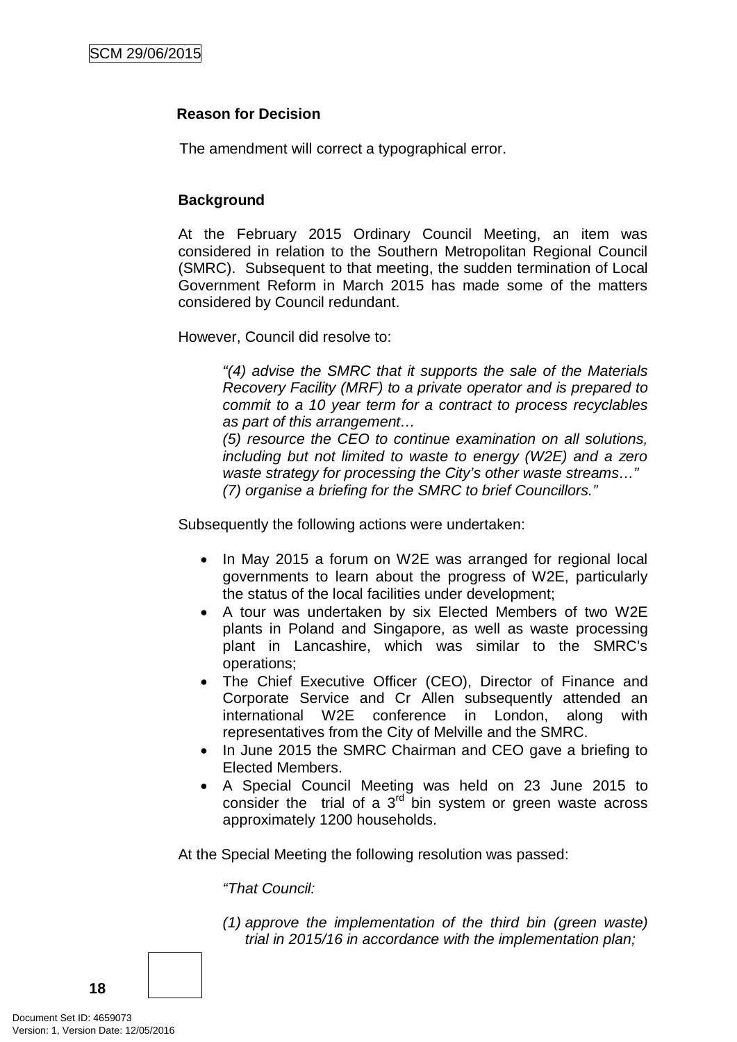**Reason for Decision**

The amendment will correct a typographical error.

**Background**

At the February 2015 Ordinary Council Meeting, an item was considered in relation to the Southern Metropolitan Regional Council (SMRC). Subsequent to that meeting, the sudden termination of Local Government Reform in March 2015 has made some of the matters considered by Council redundant.

However, Council did resolve to:

> *"(4) advise the SMRC that it supports the sale of the Materials Recovery Facility (MRF) to a private operator and is prepared to commit to a 10 year term for a contract to process recyclables as part of this arrangement…*
> *(5) resource the CEO to continue examination on all solutions, including but not limited to waste to energy (W2E) and a zero waste strategy for processing the City's other waste streams…"*
> *(7) organise a briefing for the SMRC to brief Councillors."*

Subsequently the following actions were undertaken:

- In May 2015 a forum on W2E was arranged for regional local governments to learn about the progress of W2E, particularly the status of the local facilities under development;
- A tour was undertaken by six Elected Members of two W2E plants in Poland and Singapore, as well as waste processing plant in Lancashire, which was similar to the SMRC's operations;
- The Chief Executive Officer (CEO), Director of Finance and Corporate Service and Cr Allen subsequently attended an international W2E conference in London, along with representatives from the City of Melville and the SMRC.
- In June 2015 the SMRC Chairman and CEO gave a briefing to Elected Members.
- A Special Council Meeting was held on 23 June 2015 to consider the trial of a 3rd bin system or green waste across approximately 1200 households.

At the Special Meeting the following resolution was passed:

> *"That Council:*
>
> *(1) approve the implementation of the third bin (green waste) trial in 2015/16 in accordance with the implementation plan;*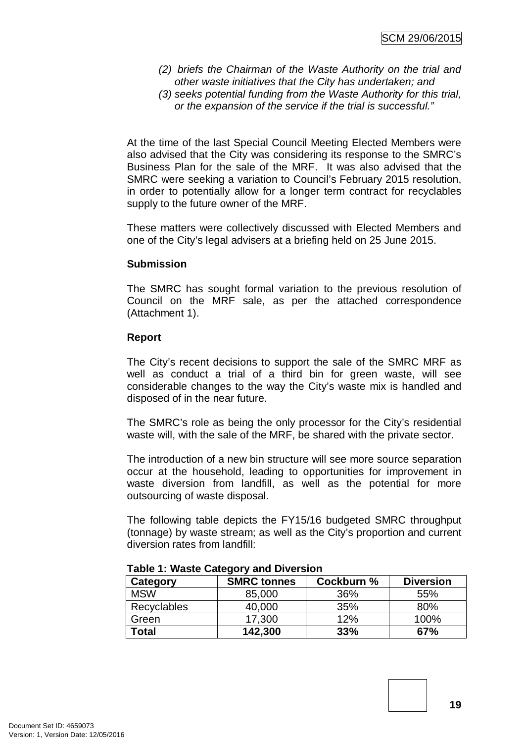*(2) briefs the Chairman of the Waste Authority on the trial and other waste initiatives that the City has undertaken; and*

*(3) seeks potential funding from the Waste Authority for this trial, or the expansion of the service if the trial is successful."*

At the time of the last Special Council Meeting Elected Members were also advised that the City was considering its response to the SMRC's Business Plan for the sale of the MRF. It was also advised that the SMRC were seeking a variation to Council's February 2015 resolution, in order to potentially allow for a longer term contract for recyclables supply to the future owner of the MRF.

These matters were collectively discussed with Elected Members and one of the City's legal advisers at a briefing held on 25 June 2015.

**Submission**

The SMRC has sought formal variation to the previous resolution of Council on the MRF sale, as per the attached correspondence (Attachment 1).

**Report**

The City's recent decisions to support the sale of the SMRC MRF as well as conduct a trial of a third bin for green waste, will see considerable changes to the way the City's waste mix is handled and disposed of in the near future.

The SMRC's role as being the only processor for the City's residential waste will, with the sale of the MRF, be shared with the private sector.

The introduction of a new bin structure will see more source separation occur at the household, leading to opportunities for improvement in waste diversion from landfill, as well as the potential for more outsourcing of waste disposal.

The following table depicts the FY15/16 budgeted SMRC throughput (tonnage) by waste stream; as well as the City's proportion and current diversion rates from landfill:

**Table 1: Waste Category and Diversion**

| Category | SMRC tonnes | Cockburn % | Diversion |
|---|---|---|---|
| MSW | 85,000 | 36% | 55% |
| Recyclables | 40,000 | 35% | 80% |
| Green | 17,300 | 12% | 100% |
| **Total** | **142,300** | **33%** | **67%** |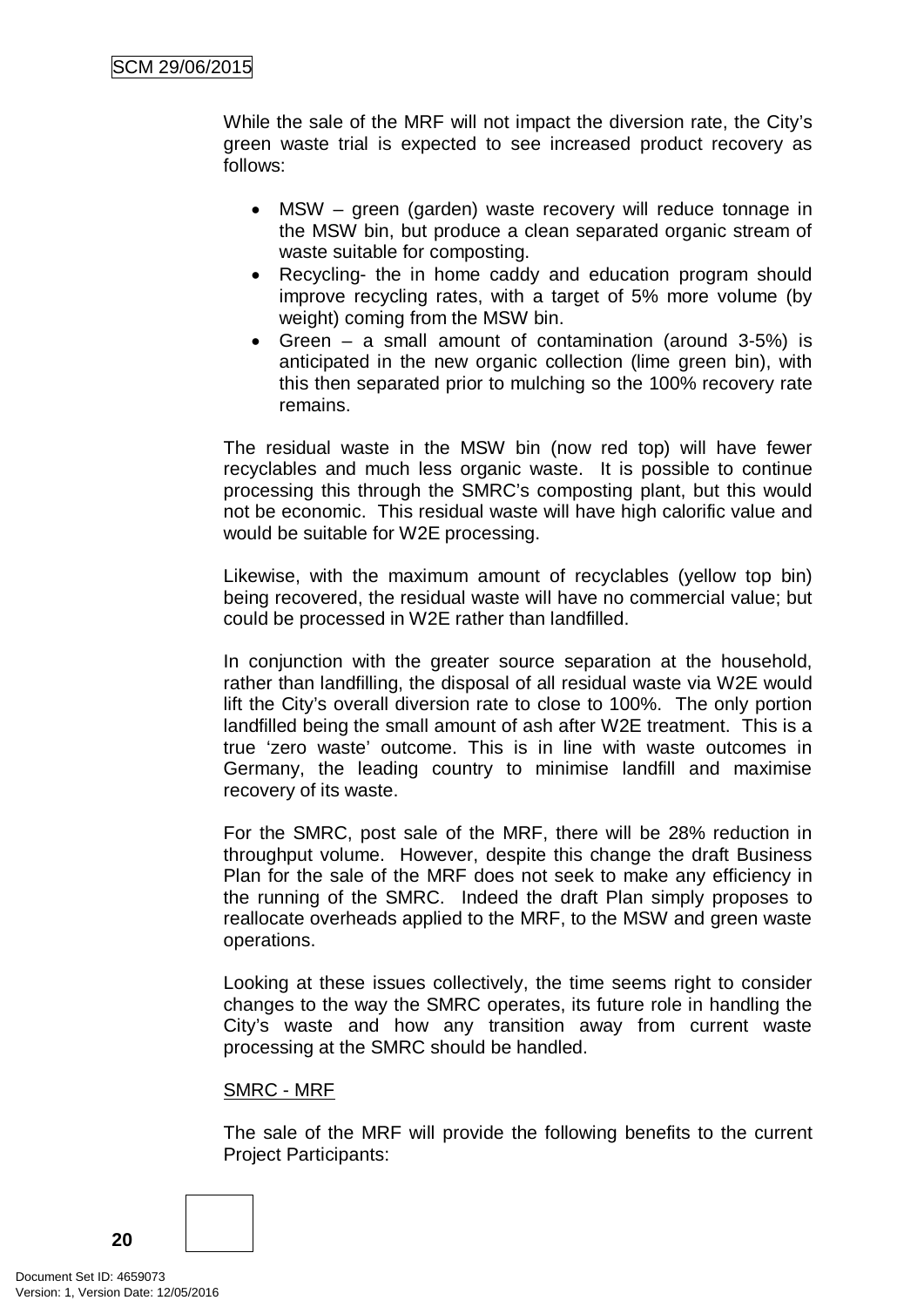While the sale of the MRF will not impact the diversion rate, the City's green waste trial is expected to see increased product recovery as follows:

- MSW – green (garden) waste recovery will reduce tonnage in the MSW bin, but produce a clean separated organic stream of waste suitable for composting.
- Recycling- the in home caddy and education program should improve recycling rates, with a target of 5% more volume (by weight) coming from the MSW bin.
- Green – a small amount of contamination (around 3-5%) is anticipated in the new organic collection (lime green bin), with this then separated prior to mulching so the 100% recovery rate remains.

The residual waste in the MSW bin (now red top) will have fewer recyclables and much less organic waste. It is possible to continue processing this through the SMRC's composting plant, but this would not be economic. This residual waste will have high calorific value and would be suitable for W2E processing.

Likewise, with the maximum amount of recyclables (yellow top bin) being recovered, the residual waste will have no commercial value; but could be processed in W2E rather than landfilled.

In conjunction with the greater source separation at the household, rather than landfilling, the disposal of all residual waste via W2E would lift the City's overall diversion rate to close to 100%. The only portion landfilled being the small amount of ash after W2E treatment. This is a true 'zero waste' outcome. This is in line with waste outcomes in Germany, the leading country to minimise landfill and maximise recovery of its waste.

For the SMRC, post sale of the MRF, there will be 28% reduction in throughput volume. However, despite this change the draft Business Plan for the sale of the MRF does not seek to make any efficiency in the running of the SMRC. Indeed the draft Plan simply proposes to reallocate overheads applied to the MRF, to the MSW and green waste operations.

Looking at these issues collectively, the time seems right to consider changes to the way the SMRC operates, its future role in handling the City's waste and how any transition away from current waste processing at the SMRC should be handled.

SMRC - MRF

The sale of the MRF will provide the following benefits to the current Project Participants: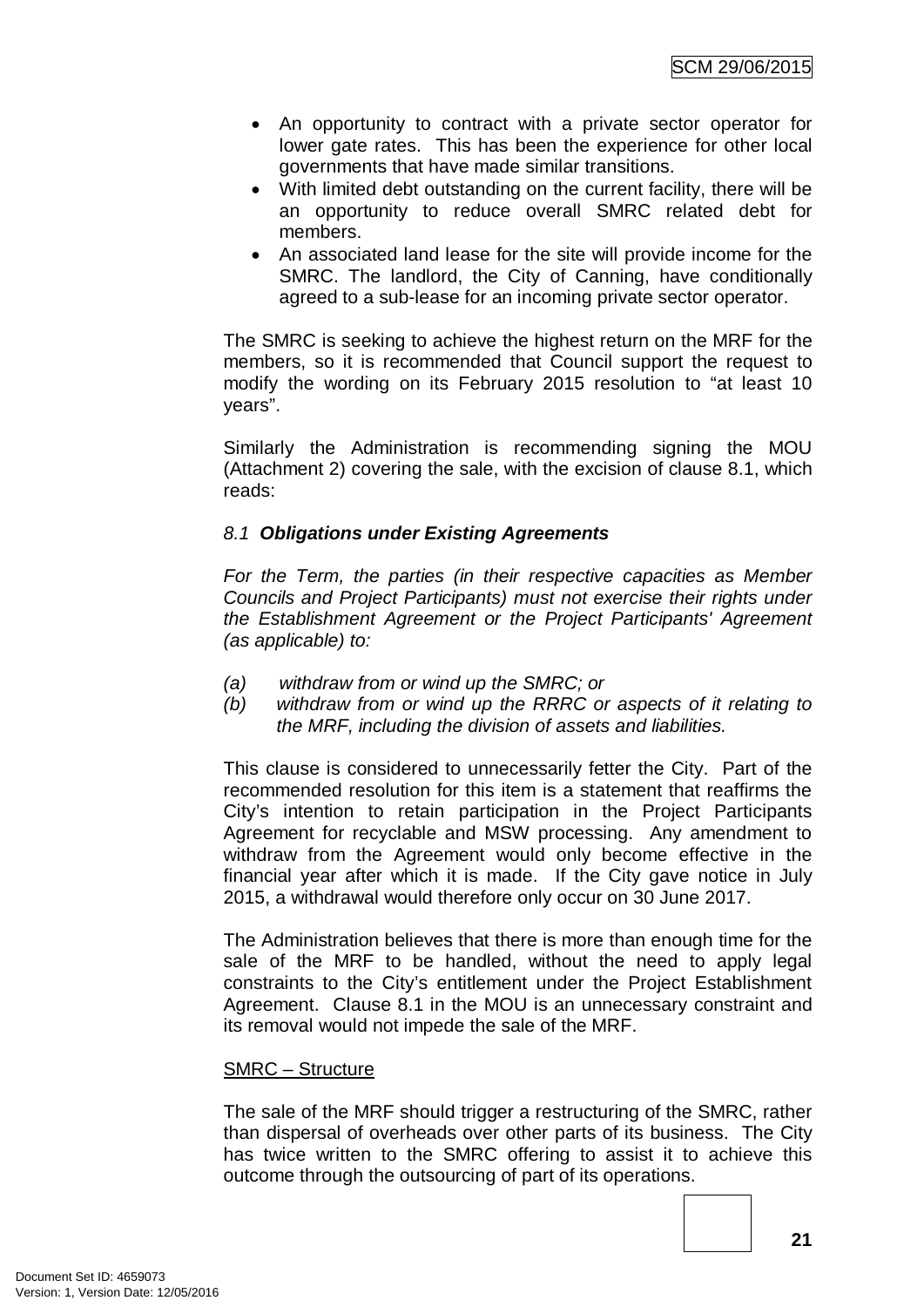- An opportunity to contract with a private sector operator for lower gate rates. This has been the experience for other local governments that have made similar transitions.
- With limited debt outstanding on the current facility, there will be an opportunity to reduce overall SMRC related debt for members.
- An associated land lease for the site will provide income for the SMRC. The landlord, the City of Canning, have conditionally agreed to a sub-lease for an incoming private sector operator.

The SMRC is seeking to achieve the highest return on the MRF for the members, so it is recommended that Council support the request to modify the wording on its February 2015 resolution to "at least 10 years".

Similarly the Administration is recommending signing the MOU (Attachment 2) covering the sale, with the excision of clause 8.1, which reads:

*8.1* ***Obligations under Existing Agreements***

*For the Term, the parties (in their respective capacities as Member Councils and Project Participants) must not exercise their rights under the Establishment Agreement or the Project Participants' Agreement (as applicable) to:*

*(a) withdraw from or wind up the SMRC; or*
*(b) withdraw from or wind up the RRRC or aspects of it relating to the MRF, including the division of assets and liabilities.*

This clause is considered to unnecessarily fetter the City. Part of the recommended resolution for this item is a statement that reaffirms the City's intention to retain participation in the Project Participants Agreement for recyclable and MSW processing. Any amendment to withdraw from the Agreement would only become effective in the financial year after which it is made. If the City gave notice in July 2015, a withdrawal would therefore only occur on 30 June 2017.

The Administration believes that there is more than enough time for the sale of the MRF to be handled, without the need to apply legal constraints to the City's entitlement under the Project Establishment Agreement. Clause 8.1 in the MOU is an unnecessary constraint and its removal would not impede the sale of the MRF.

<u>SMRC – Structure</u>

The sale of the MRF should trigger a restructuring of the SMRC, rather than dispersal of overheads over other parts of its business. The City has twice written to the SMRC offering to assist it to achieve this outcome through the outsourcing of part of its operations.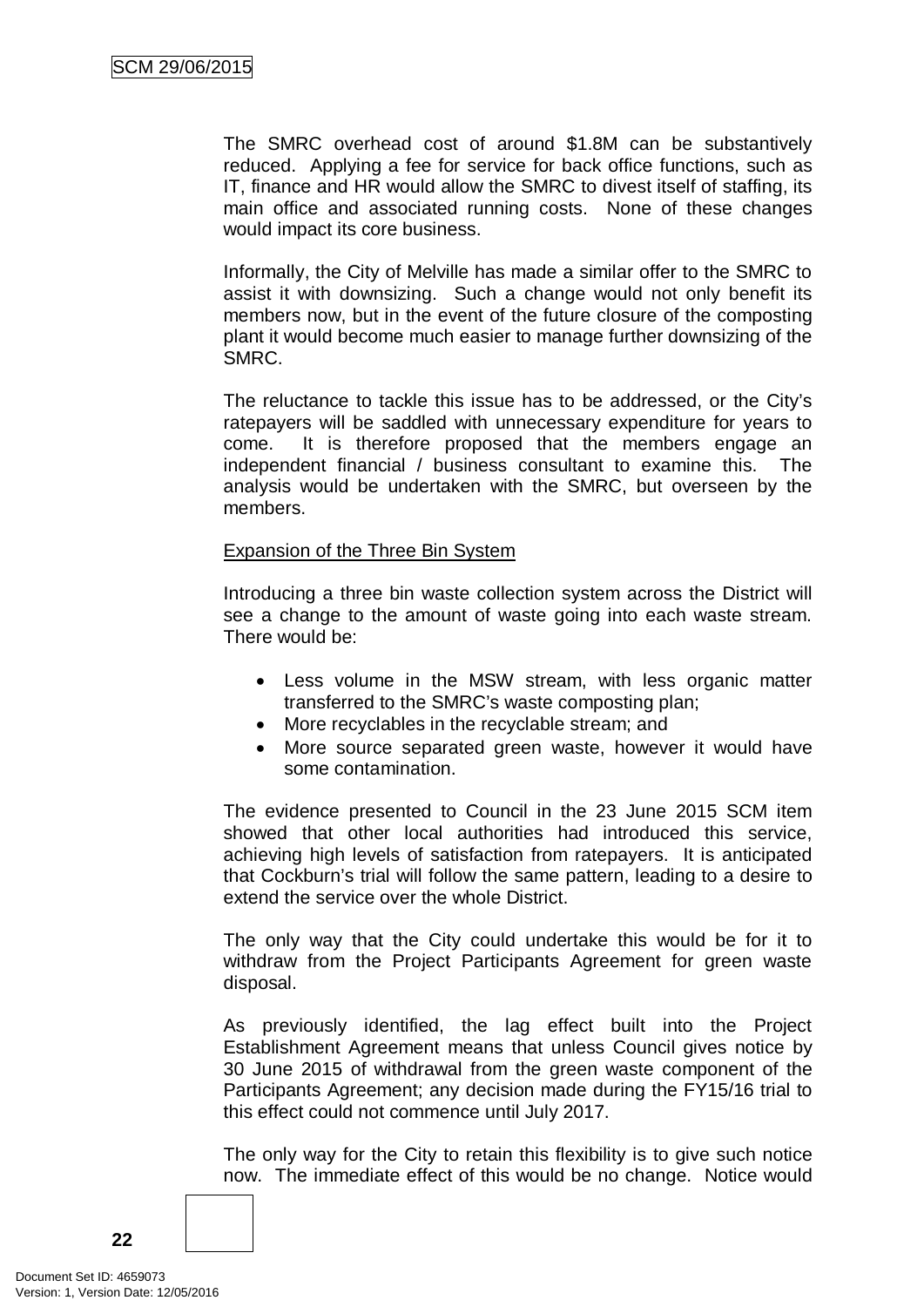The SMRC overhead cost of around $1.8M can be substantively reduced. Applying a fee for service for back office functions, such as IT, finance and HR would allow the SMRC to divest itself of staffing, its main office and associated running costs. None of these changes would impact its core business.

Informally, the City of Melville has made a similar offer to the SMRC to assist it with downsizing. Such a change would not only benefit its members now, but in the event of the future closure of the composting plant it would become much easier to manage further downsizing of the SMRC.

The reluctance to tackle this issue has to be addressed, or the City's ratepayers will be saddled with unnecessary expenditure for years to come. It is therefore proposed that the members engage an independent financial / business consultant to examine this. The analysis would be undertaken with the SMRC, but overseen by the members.

<u>Expansion of the Three Bin System</u>

Introducing a three bin waste collection system across the District will see a change to the amount of waste going into each waste stream. There would be:

- Less volume in the MSW stream, with less organic matter transferred to the SMRC's waste composting plan;
- More recyclables in the recyclable stream; and
- More source separated green waste, however it would have some contamination.

The evidence presented to Council in the 23 June 2015 SCM item showed that other local authorities had introduced this service, achieving high levels of satisfaction from ratepayers. It is anticipated that Cockburn's trial will follow the same pattern, leading to a desire to extend the service over the whole District.

The only way that the City could undertake this would be for it to withdraw from the Project Participants Agreement for green waste disposal.

As previously identified, the lag effect built into the Project Establishment Agreement means that unless Council gives notice by 30 June 2015 of withdrawal from the green waste component of the Participants Agreement; any decision made during the FY15/16 trial to this effect could not commence until July 2017.

The only way for the City to retain this flexibility is to give such notice now. The immediate effect of this would be no change. Notice would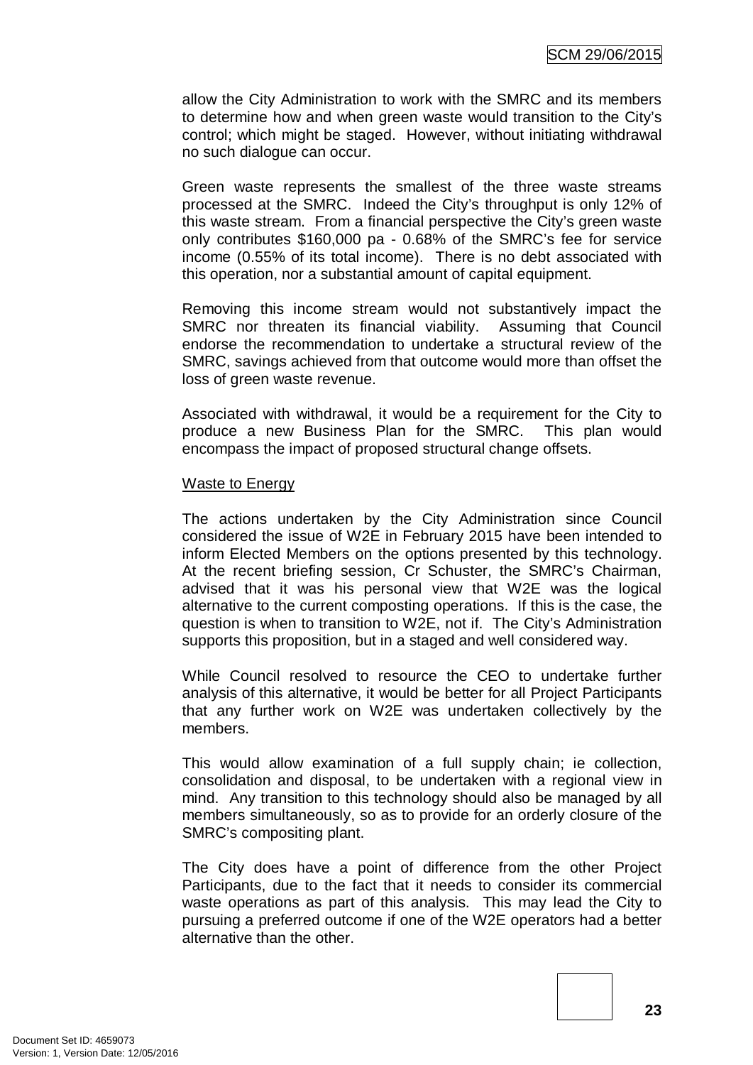allow the City Administration to work with the SMRC and its members to determine how and when green waste would transition to the City's control; which might be staged. However, without initiating withdrawal no such dialogue can occur.

Green waste represents the smallest of the three waste streams processed at the SMRC. Indeed the City's throughput is only 12% of this waste stream. From a financial perspective the City's green waste only contributes $160,000 pa - 0.68% of the SMRC's fee for service income (0.55% of its total income). There is no debt associated with this operation, nor a substantial amount of capital equipment.

Removing this income stream would not substantively impact the SMRC nor threaten its financial viability. Assuming that Council endorse the recommendation to undertake a structural review of the SMRC, savings achieved from that outcome would more than offset the loss of green waste revenue.

Associated with withdrawal, it would be a requirement for the City to produce a new Business Plan for the SMRC. This plan would encompass the impact of proposed structural change offsets.

<u>Waste to Energy</u>

The actions undertaken by the City Administration since Council considered the issue of W2E in February 2015 have been intended to inform Elected Members on the options presented by this technology. At the recent briefing session, Cr Schuster, the SMRC's Chairman, advised that it was his personal view that W2E was the logical alternative to the current composting operations. If this is the case, the question is when to transition to W2E, not if. The City's Administration supports this proposition, but in a staged and well considered way.

While Council resolved to resource the CEO to undertake further analysis of this alternative, it would be better for all Project Participants that any further work on W2E was undertaken collectively by the members.

This would allow examination of a full supply chain; ie collection, consolidation and disposal, to be undertaken with a regional view in mind. Any transition to this technology should also be managed by all members simultaneously, so as to provide for an orderly closure of the SMRC's compositing plant.

The City does have a point of difference from the other Project Participants, due to the fact that it needs to consider its commercial waste operations as part of this analysis. This may lead the City to pursuing a preferred outcome if one of the W2E operators had a better alternative than the other.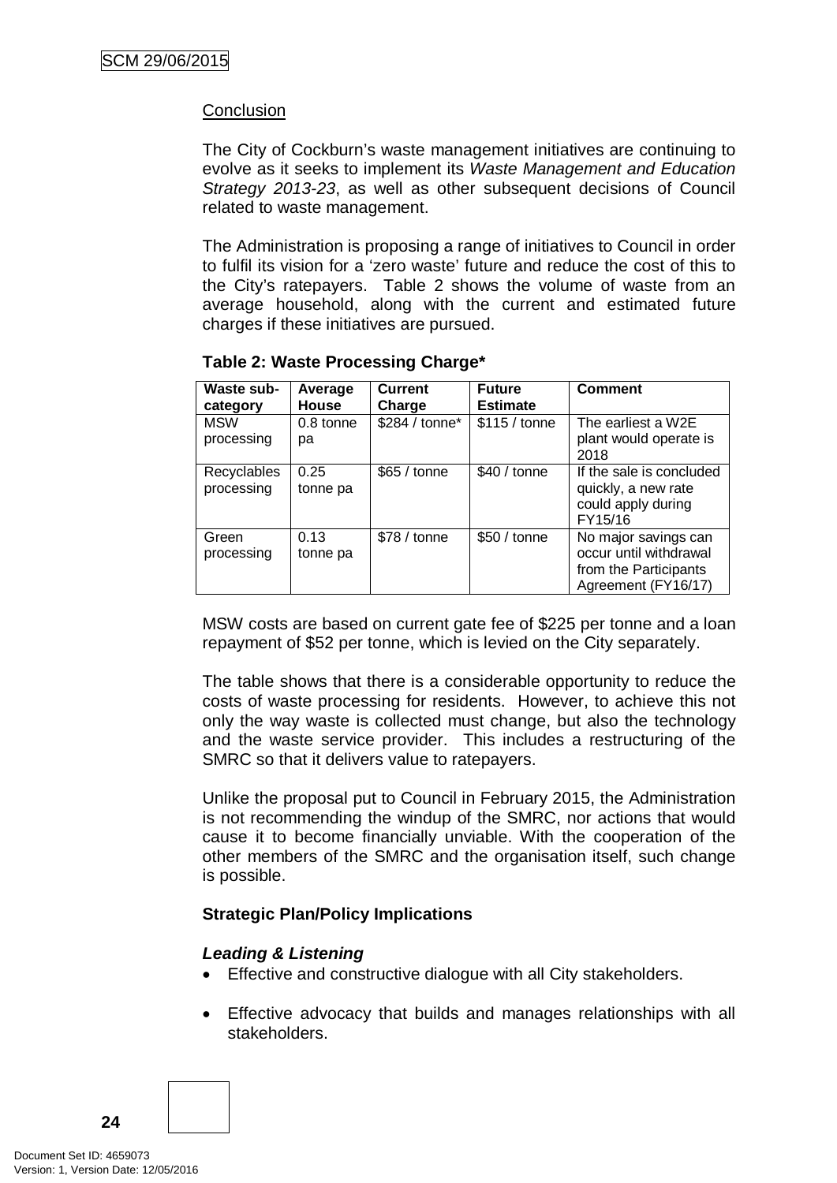<u>Conclusion</u>

The City of Cockburn's waste management initiatives are continuing to evolve as it seeks to implement its *Waste Management and Education Strategy 2013-23*, as well as other subsequent decisions of Council related to waste management.

The Administration is proposing a range of initiatives to Council in order to fulfil its vision for a 'zero waste' future and reduce the cost of this to the City's ratepayers. Table 2 shows the volume of waste from an average household, along with the current and estimated future charges if these initiatives are pursued.

**Table 2: Waste Processing Charge***

| Waste sub-category | Average House | Current Charge | Future Estimate | Comment |
|---|---|---|---|---|
| MSW processing | 0.8 tonne pa | $284 / tonne* | $115 / tonne | The earliest a W2E plant would operate is 2018 |
| Recyclables processing | 0.25 tonne pa | $65 / tonne | $40 / tonne | If the sale is concluded quickly, a new rate could apply during FY15/16 |
| Green processing | 0.13 tonne pa | $78 / tonne | $50 / tonne | No major savings can occur until withdrawal from the Participants Agreement (FY16/17) |

MSW costs are based on current gate fee of $225 per tonne and a loan repayment of $52 per tonne, which is levied on the City separately.

The table shows that there is a considerable opportunity to reduce the costs of waste processing for residents. However, to achieve this not only the way waste is collected must change, but also the technology and the waste service provider. This includes a restructuring of the SMRC so that it delivers value to ratepayers.

Unlike the proposal put to Council in February 2015, the Administration is not recommending the windup of the SMRC, nor actions that would cause it to become financially unviable. With the cooperation of the other members of the SMRC and the organisation itself, such change is possible.

**Strategic Plan/Policy Implications**

***Leading & Listening***

- Effective and constructive dialogue with all City stakeholders.

- Effective advocacy that builds and manages relationships with all stakeholders.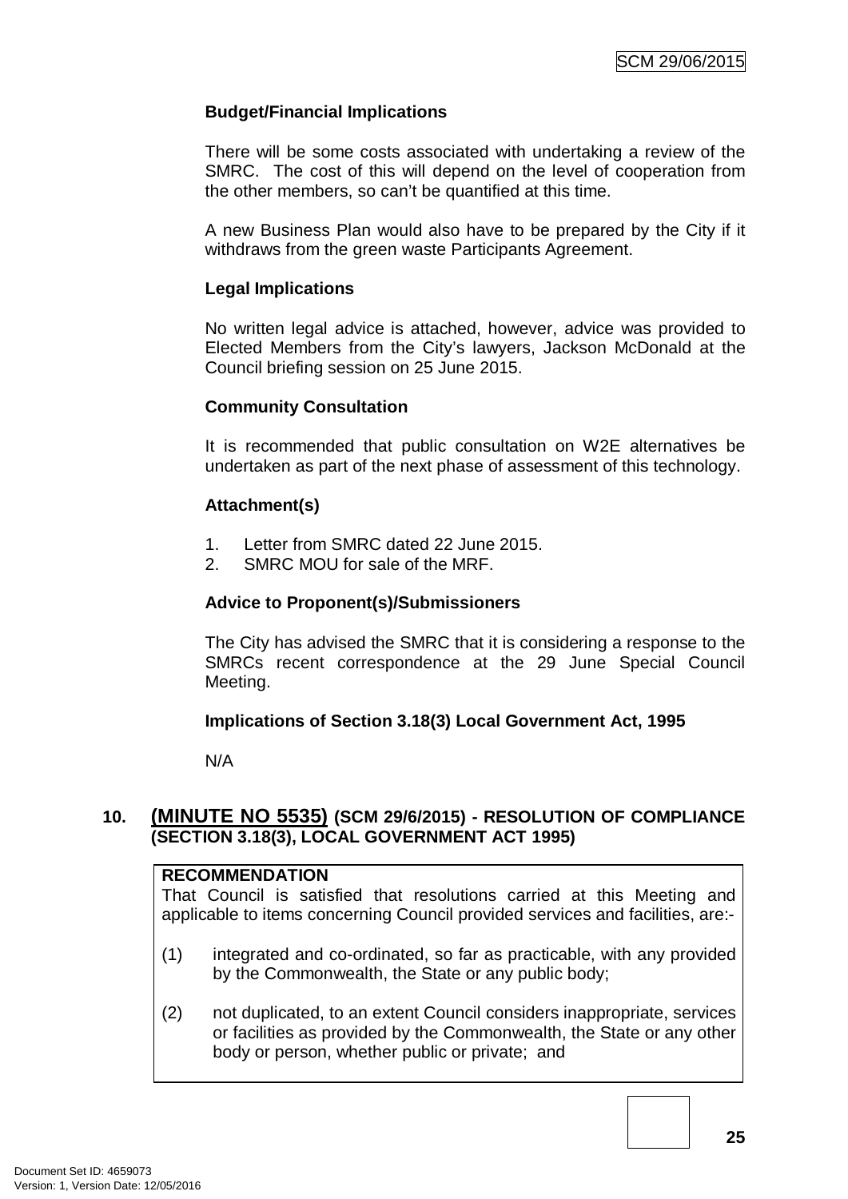**Budget/Financial Implications**

There will be some costs associated with undertaking a review of the SMRC. The cost of this will depend on the level of cooperation from the other members, so can't be quantified at this time.

A new Business Plan would also have to be prepared by the City if it withdraws from the green waste Participants Agreement.

**Legal Implications**

No written legal advice is attached, however, advice was provided to Elected Members from the City's lawyers, Jackson McDonald at the Council briefing session on 25 June 2015.

**Community Consultation**

It is recommended that public consultation on W2E alternatives be undertaken as part of the next phase of assessment of this technology.

**Attachment(s)**

1. Letter from SMRC dated 22 June 2015.
2. SMRC MOU for sale of the MRF.

**Advice to Proponent(s)/Submissioners**

The City has advised the SMRC that it is considering a response to the SMRCs recent correspondence at the 29 June Special Council Meeting.

**Implications of Section 3.18(3) Local Government Act, 1995**

N/A

## 10. (MINUTE NO 5535) (SCM 29/6/2015) - RESOLUTION OF COMPLIANCE (SECTION 3.18(3), LOCAL GOVERNMENT ACT 1995)

**RECOMMENDATION**

That Council is satisfied that resolutions carried at this Meeting and applicable to items concerning Council provided services and facilities, are:-

(1) integrated and co-ordinated, so far as practicable, with any provided by the Commonwealth, the State or any public body;

(2) not duplicated, to an extent Council considers inappropriate, services or facilities as provided by the Commonwealth, the State or any other body or person, whether public or private; and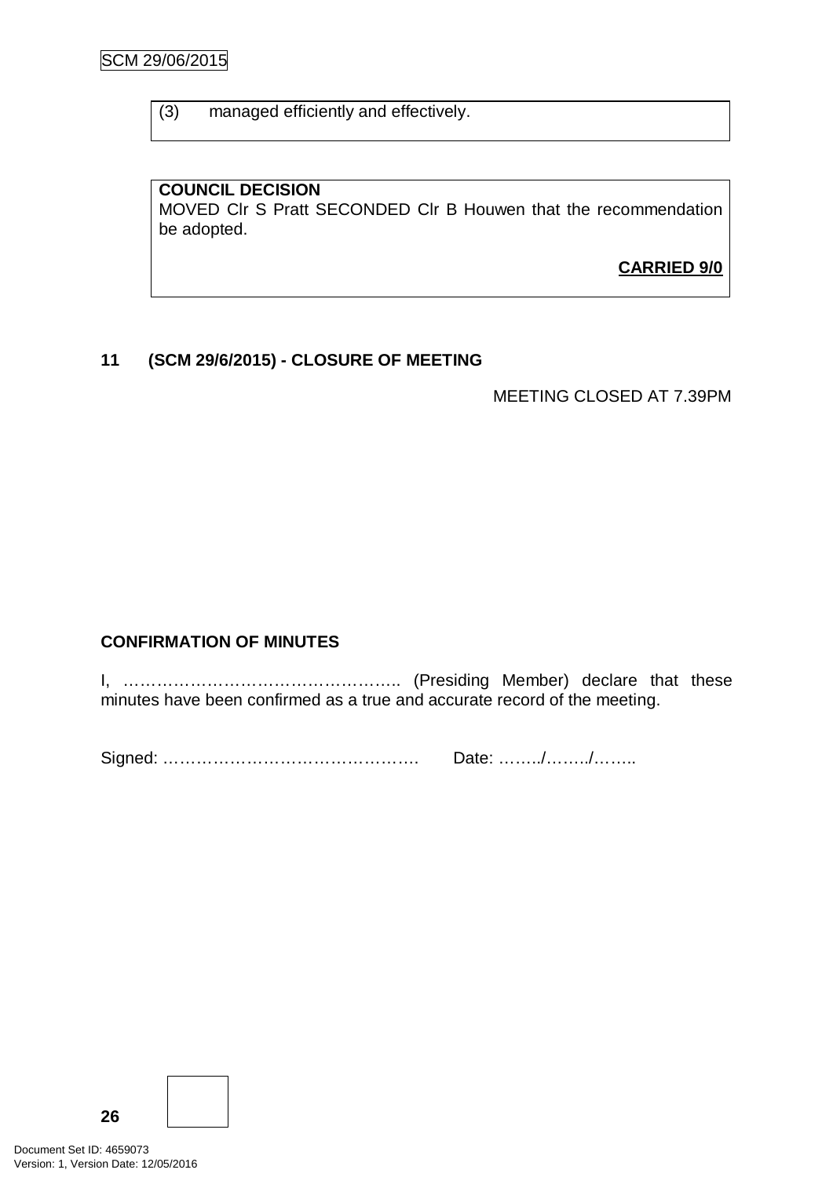(3) managed efficiently and effectively.

**COUNCIL DECISION**
MOVED Clr S Pratt SECONDED Clr B Houwen that the recommendation be adopted.

**CARRIED 9/0**

## 11 (SCM 29/6/2015) - CLOSURE OF MEETING

MEETING CLOSED AT 7.39PM

**CONFIRMATION OF MINUTES**

I, ………………………………………….. (Presiding Member) declare that these minutes have been confirmed as a true and accurate record of the meeting.

Signed: ……………………………………….     Date: ……../……../……..

Document Set ID: 4659073
Version: 1, Version Date: 12/05/2016